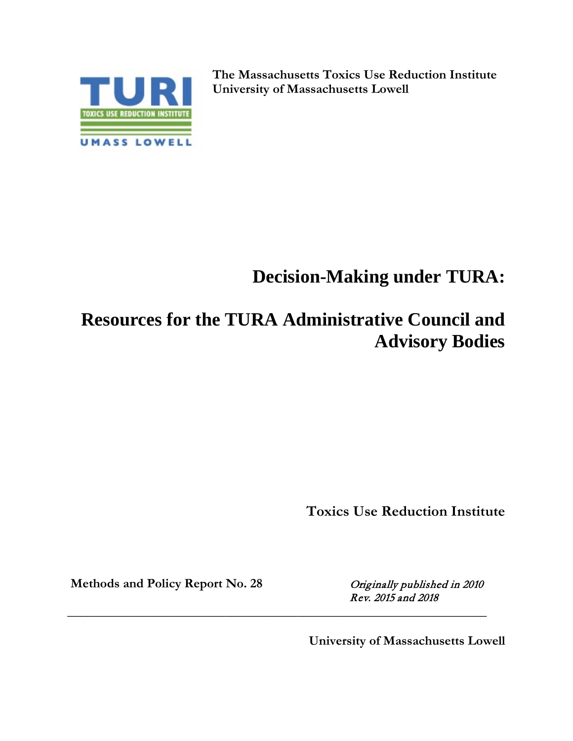The Massachusetts Toxics Use Reduction Institute
University of Massachusetts Lowell

# Decision-Making under TURA:

# Resources for the TURA Administrative Council and Advisory Bodies

**Toxics Use Reduction Institute**

**Methods and Policy Report No. 28**

*Originally published in 2010*
*Rev. 2015 and 2018*

---

**University of Massachusetts Lowell**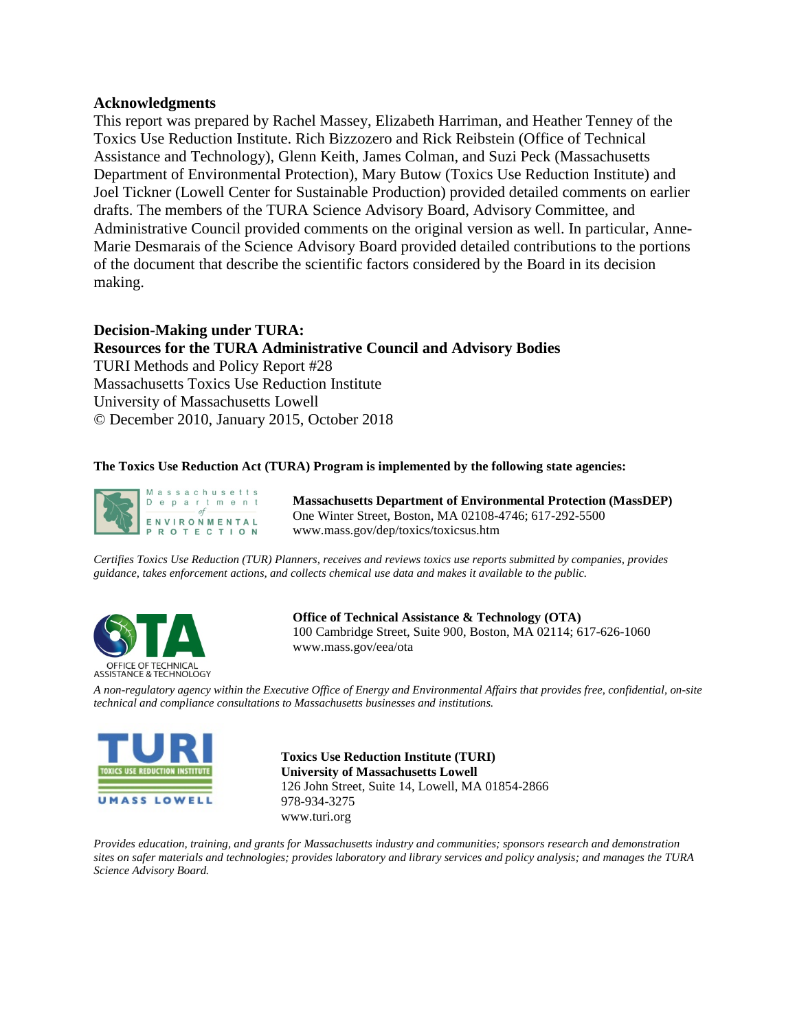## Acknowledgments

This report was prepared by Rachel Massey, Elizabeth Harriman, and Heather Tenney of the Toxics Use Reduction Institute. Rich Bizzozero and Rick Reibstein (Office of Technical Assistance and Technology), Glenn Keith, James Colman, and Suzi Peck (Massachusetts Department of Environmental Protection), Mary Butow (Toxics Use Reduction Institute) and Joel Tickner (Lowell Center for Sustainable Production) provided detailed comments on earlier drafts. The members of the TURA Science Advisory Board, Advisory Committee, and Administrative Council provided comments on the original version as well. In particular, Anne-Marie Desmarais of the Science Advisory Board provided detailed contributions to the portions of the document that describe the scientific factors considered by the Board in its decision making.

**Decision-Making under TURA:**
**Resources for the TURA Administrative Council and Advisory Bodies**
TURI Methods and Policy Report #28
Massachusetts Toxics Use Reduction Institute
University of Massachusetts Lowell
© December 2010, January 2015, October 2018

**The Toxics Use Reduction Act (TURA) Program is implemented by the following state agencies:**

**Massachusetts Department of Environmental Protection (MassDEP)**
One Winter Street, Boston, MA 02108-4746; 617-292-5500
www.mass.gov/dep/toxics/toxicsus.htm

*Certifies Toxics Use Reduction (TUR) Planners, receives and reviews toxics use reports submitted by companies, provides guidance, takes enforcement actions, and collects chemical use data and makes it available to the public.*

**Office of Technical Assistance & Technology (OTA)**
100 Cambridge Street, Suite 900, Boston, MA 02114; 617-626-1060
www.mass.gov/eea/ota

*A non-regulatory agency within the Executive Office of Energy and Environmental Affairs that provides free, confidential, on-site technical and compliance consultations to Massachusetts businesses and institutions.*

**Toxics Use Reduction Institute (TURI)**
**University of Massachusetts Lowell**
126 John Street, Suite 14, Lowell, MA 01854-2866
978-934-3275
www.turi.org

*Provides education, training, and grants for Massachusetts industry and communities; sponsors research and demonstration sites on safer materials and technologies; provides laboratory and library services and policy analysis; and manages the TURA Science Advisory Board.*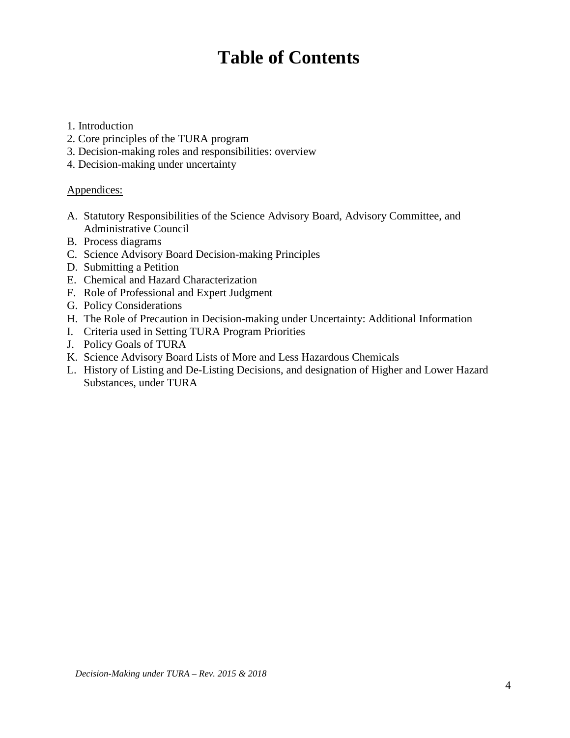# Table of Contents

1. Introduction
2. Core principles of the TURA program
3. Decision-making roles and responsibilities: overview
4. Decision-making under uncertainty

<u>Appendices:</u>

A. Statutory Responsibilities of the Science Advisory Board, Advisory Committee, and Administrative Council
B. Process diagrams
C. Science Advisory Board Decision-making Principles
D. Submitting a Petition
E. Chemical and Hazard Characterization
F. Role of Professional and Expert Judgment
G. Policy Considerations
H. The Role of Precaution in Decision-making under Uncertainty: Additional Information
I. Criteria used in Setting TURA Program Priorities
J. Policy Goals of TURA
K. Science Advisory Board Lists of More and Less Hazardous Chemicals
L. History of Listing and De-Listing Decisions, and designation of Higher and Lower Hazard Substances, under TURA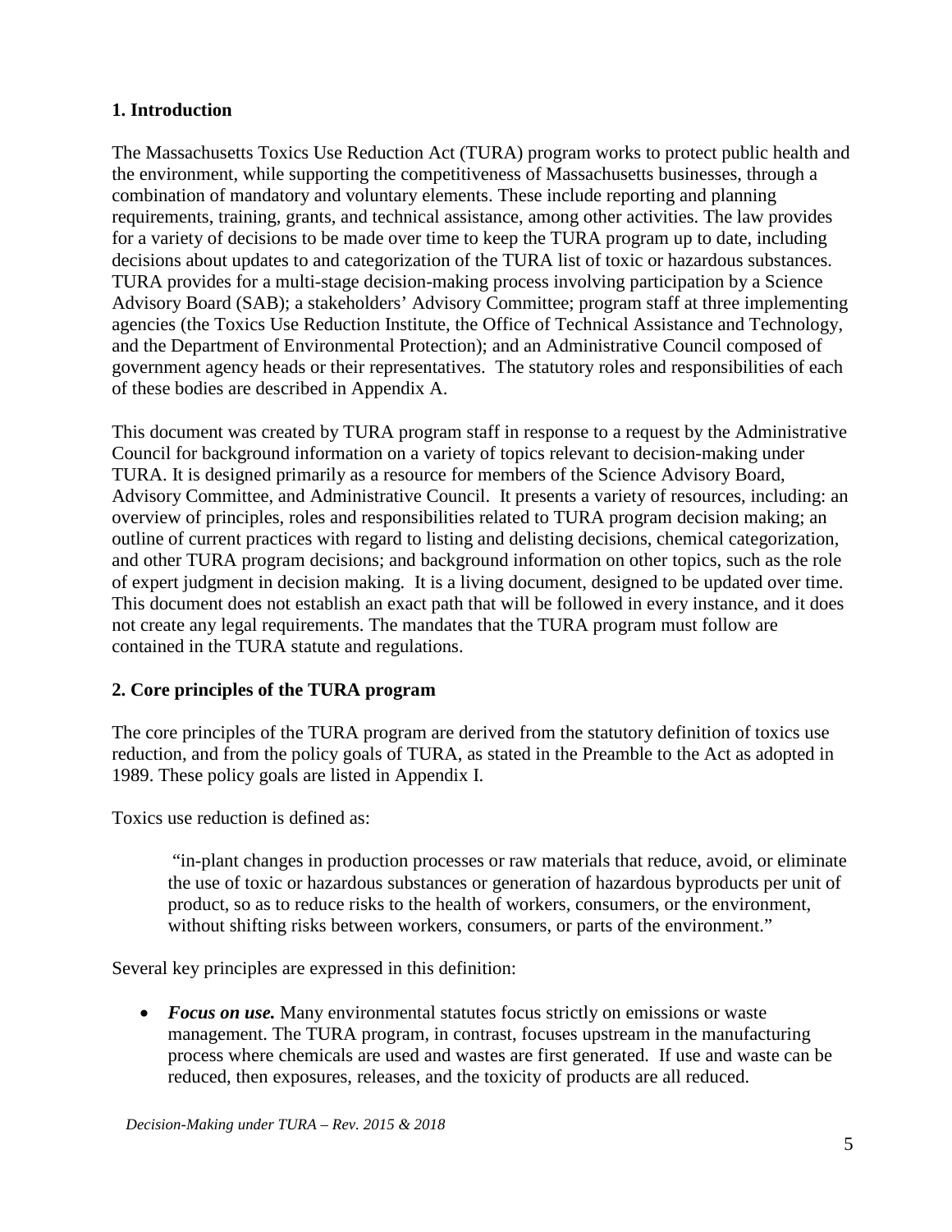## 1. Introduction

The Massachusetts Toxics Use Reduction Act (TURA) program works to protect public health and the environment, while supporting the competitiveness of Massachusetts businesses, through a combination of mandatory and voluntary elements. These include reporting and planning requirements, training, grants, and technical assistance, among other activities. The law provides for a variety of decisions to be made over time to keep the TURA program up to date, including decisions about updates to and categorization of the TURA list of toxic or hazardous substances. TURA provides for a multi-stage decision-making process involving participation by a Science Advisory Board (SAB); a stakeholders' Advisory Committee; program staff at three implementing agencies (the Toxics Use Reduction Institute, the Office of Technical Assistance and Technology, and the Department of Environmental Protection); and an Administrative Council composed of government agency heads or their representatives. The statutory roles and responsibilities of each of these bodies are described in Appendix A.

This document was created by TURA program staff in response to a request by the Administrative Council for background information on a variety of topics relevant to decision-making under TURA. It is designed primarily as a resource for members of the Science Advisory Board, Advisory Committee, and Administrative Council. It presents a variety of resources, including: an overview of principles, roles and responsibilities related to TURA program decision making; an outline of current practices with regard to listing and delisting decisions, chemical categorization, and other TURA program decisions; and background information on other topics, such as the role of expert judgment in decision making. It is a living document, designed to be updated over time. This document does not establish an exact path that will be followed in every instance, and it does not create any legal requirements. The mandates that the TURA program must follow are contained in the TURA statute and regulations.

## 2. Core principles of the TURA program

The core principles of the TURA program are derived from the statutory definition of toxics use reduction, and from the policy goals of TURA, as stated in the Preamble to the Act as adopted in 1989. These policy goals are listed in Appendix I.

Toxics use reduction is defined as:

> "in-plant changes in production processes or raw materials that reduce, avoid, or eliminate the use of toxic or hazardous substances or generation of hazardous byproducts per unit of product, so as to reduce risks to the health of workers, consumers, or the environment, without shifting risks between workers, consumers, or parts of the environment."

Several key principles are expressed in this definition:

- ***Focus on use.*** Many environmental statutes focus strictly on emissions or waste management. The TURA program, in contrast, focuses upstream in the manufacturing process where chemicals are used and wastes are first generated. If use and waste can be reduced, then exposures, releases, and the toxicity of products are all reduced.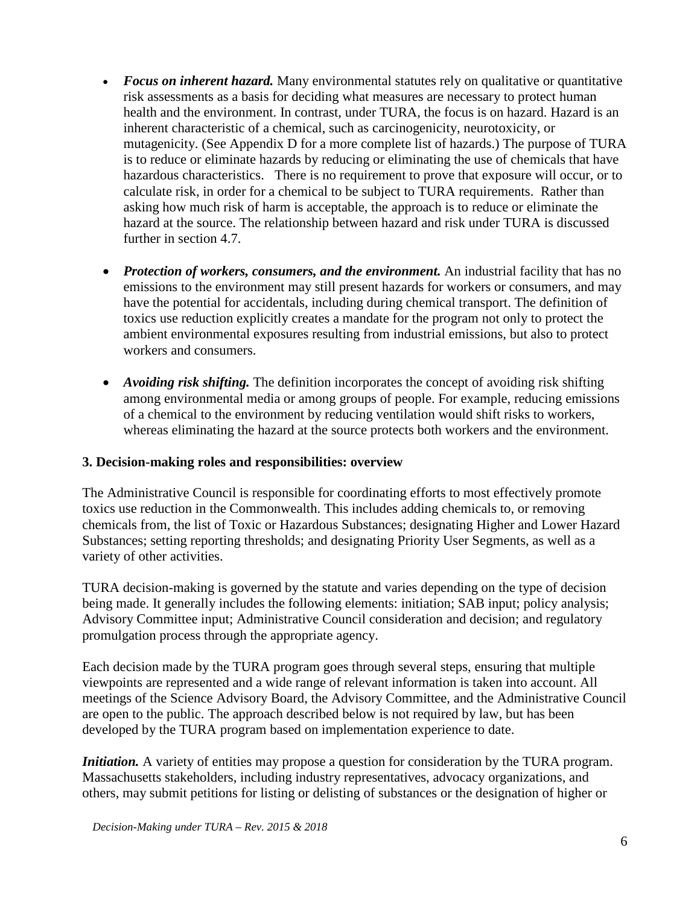- ***Focus on inherent hazard.*** Many environmental statutes rely on qualitative or quantitative risk assessments as a basis for deciding what measures are necessary to protect human health and the environment. In contrast, under TURA, the focus is on hazard. Hazard is an inherent characteristic of a chemical, such as carcinogenicity, neurotoxicity, or mutagenicity. (See Appendix D for a more complete list of hazards.) The purpose of TURA is to reduce or eliminate hazards by reducing or eliminating the use of chemicals that have hazardous characteristics. There is no requirement to prove that exposure will occur, or to calculate risk, in order for a chemical to be subject to TURA requirements. Rather than asking how much risk of harm is acceptable, the approach is to reduce or eliminate the hazard at the source. The relationship between hazard and risk under TURA is discussed further in section 4.7.

- ***Protection of workers, consumers, and the environment.*** An industrial facility that has no emissions to the environment may still present hazards for workers or consumers, and may have the potential for accidentals, including during chemical transport. The definition of toxics use reduction explicitly creates a mandate for the program not only to protect the ambient environmental exposures resulting from industrial emissions, but also to protect workers and consumers.

- ***Avoiding risk shifting.*** The definition incorporates the concept of avoiding risk shifting among environmental media or among groups of people. For example, reducing emissions of a chemical to the environment by reducing ventilation would shift risks to workers, whereas eliminating the hazard at the source protects both workers and the environment.

## 3. Decision-making roles and responsibilities: overview

The Administrative Council is responsible for coordinating efforts to most effectively promote toxics use reduction in the Commonwealth. This includes adding chemicals to, or removing chemicals from, the list of Toxic or Hazardous Substances; designating Higher and Lower Hazard Substances; setting reporting thresholds; and designating Priority User Segments, as well as a variety of other activities.

TURA decision-making is governed by the statute and varies depending on the type of decision being made. It generally includes the following elements: initiation; SAB input; policy analysis; Advisory Committee input; Administrative Council consideration and decision; and regulatory promulgation process through the appropriate agency.

Each decision made by the TURA program goes through several steps, ensuring that multiple viewpoints are represented and a wide range of relevant information is taken into account. All meetings of the Science Advisory Board, the Advisory Committee, and the Administrative Council are open to the public. The approach described below is not required by law, but has been developed by the TURA program based on implementation experience to date.

***Initiation.*** A variety of entities may propose a question for consideration by the TURA program. Massachusetts stakeholders, including industry representatives, advocacy organizations, and others, may submit petitions for listing or delisting of substances or the designation of higher or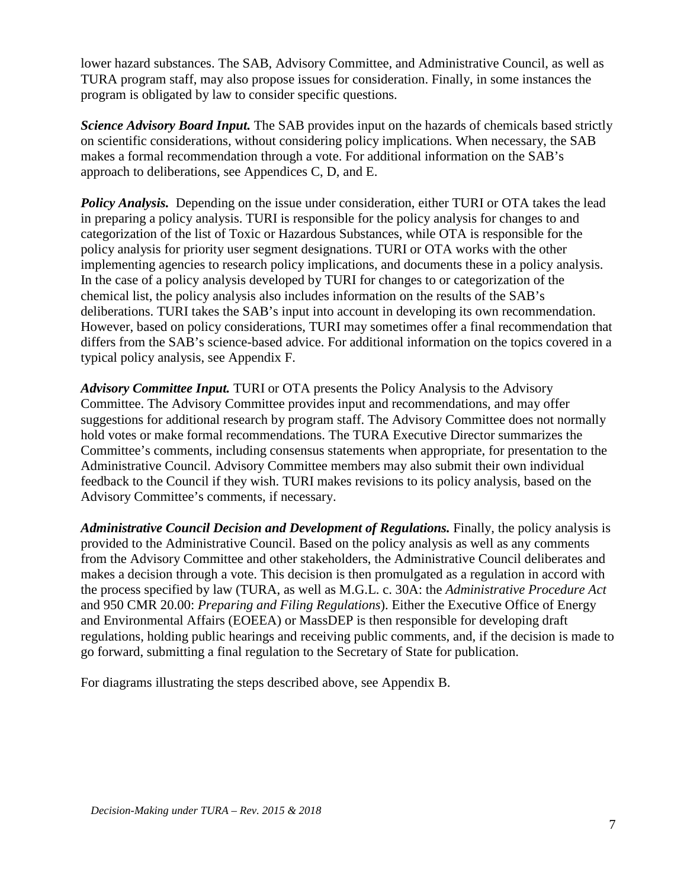lower hazard substances. The SAB, Advisory Committee, and Administrative Council, as well as TURA program staff, may also propose issues for consideration. Finally, in some instances the program is obligated by law to consider specific questions.

***Science Advisory Board Input.*** The SAB provides input on the hazards of chemicals based strictly on scientific considerations, without considering policy implications. When necessary, the SAB makes a formal recommendation through a vote. For additional information on the SAB's approach to deliberations, see Appendices C, D, and E.

***Policy Analysis.*** Depending on the issue under consideration, either TURI or OTA takes the lead in preparing a policy analysis. TURI is responsible for the policy analysis for changes to and categorization of the list of Toxic or Hazardous Substances, while OTA is responsible for the policy analysis for priority user segment designations. TURI or OTA works with the other implementing agencies to research policy implications, and documents these in a policy analysis. In the case of a policy analysis developed by TURI for changes to or categorization of the chemical list, the policy analysis also includes information on the results of the SAB's deliberations. TURI takes the SAB's input into account in developing its own recommendation. However, based on policy considerations, TURI may sometimes offer a final recommendation that differs from the SAB's science-based advice. For additional information on the topics covered in a typical policy analysis, see Appendix F.

***Advisory Committee Input.*** TURI or OTA presents the Policy Analysis to the Advisory Committee. The Advisory Committee provides input and recommendations, and may offer suggestions for additional research by program staff. The Advisory Committee does not normally hold votes or make formal recommendations. The TURA Executive Director summarizes the Committee's comments, including consensus statements when appropriate, for presentation to the Administrative Council. Advisory Committee members may also submit their own individual feedback to the Council if they wish. TURI makes revisions to its policy analysis, based on the Advisory Committee's comments, if necessary.

***Administrative Council Decision and Development of Regulations.*** Finally, the policy analysis is provided to the Administrative Council. Based on the policy analysis as well as any comments from the Advisory Committee and other stakeholders, the Administrative Council deliberates and makes a decision through a vote. This decision is then promulgated as a regulation in accord with the process specified by law (TURA, as well as M.G.L. c. 30A: the *Administrative Procedure Act* and 950 CMR 20.00: *Preparing and Filing Regulations*). Either the Executive Office of Energy and Environmental Affairs (EOEEA) or MassDEP is then responsible for developing draft regulations, holding public hearings and receiving public comments, and, if the decision is made to go forward, submitting a final regulation to the Secretary of State for publication.

For diagrams illustrating the steps described above, see Appendix B.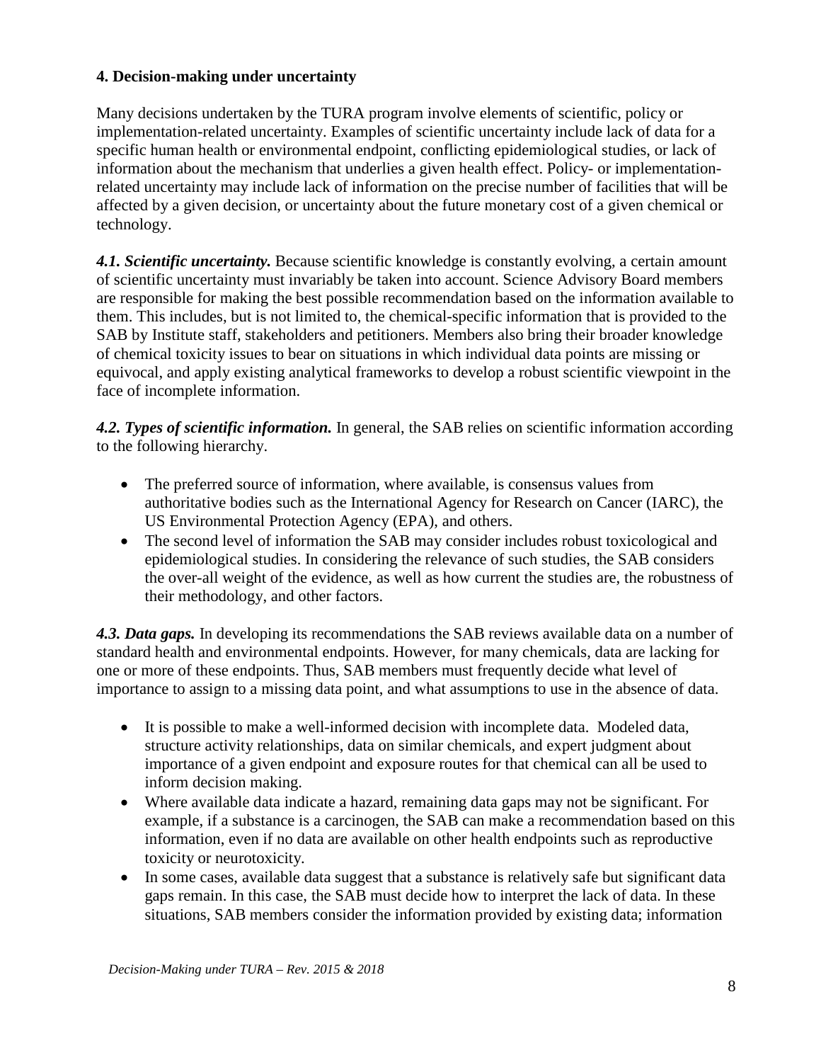**4. Decision-making under uncertainty**

Many decisions undertaken by the TURA program involve elements of scientific, policy or implementation-related uncertainty. Examples of scientific uncertainty include lack of data for a specific human health or environmental endpoint, conflicting epidemiological studies, or lack of information about the mechanism that underlies a given health effect. Policy- or implementation-related uncertainty may include lack of information on the precise number of facilities that will be affected by a given decision, or uncertainty about the future monetary cost of a given chemical or technology.

***4.1. Scientific uncertainty.*** Because scientific knowledge is constantly evolving, a certain amount of scientific uncertainty must invariably be taken into account. Science Advisory Board members are responsible for making the best possible recommendation based on the information available to them. This includes, but is not limited to, the chemical-specific information that is provided to the SAB by Institute staff, stakeholders and petitioners. Members also bring their broader knowledge of chemical toxicity issues to bear on situations in which individual data points are missing or equivocal, and apply existing analytical frameworks to develop a robust scientific viewpoint in the face of incomplete information.

***4.2. Types of scientific information.*** In general, the SAB relies on scientific information according to the following hierarchy.

- The preferred source of information, where available, is consensus values from authoritative bodies such as the International Agency for Research on Cancer (IARC), the US Environmental Protection Agency (EPA), and others.
- The second level of information the SAB may consider includes robust toxicological and epidemiological studies. In considering the relevance of such studies, the SAB considers the over-all weight of the evidence, as well as how current the studies are, the robustness of their methodology, and other factors.

***4.3. Data gaps.*** In developing its recommendations the SAB reviews available data on a number of standard health and environmental endpoints. However, for many chemicals, data are lacking for one or more of these endpoints. Thus, SAB members must frequently decide what level of importance to assign to a missing data point, and what assumptions to use in the absence of data.

- It is possible to make a well-informed decision with incomplete data. Modeled data, structure activity relationships, data on similar chemicals, and expert judgment about importance of a given endpoint and exposure routes for that chemical can all be used to inform decision making.
- Where available data indicate a hazard, remaining data gaps may not be significant. For example, if a substance is a carcinogen, the SAB can make a recommendation based on this information, even if no data are available on other health endpoints such as reproductive toxicity or neurotoxicity.
- In some cases, available data suggest that a substance is relatively safe but significant data gaps remain. In this case, the SAB must decide how to interpret the lack of data. In these situations, SAB members consider the information provided by existing data; information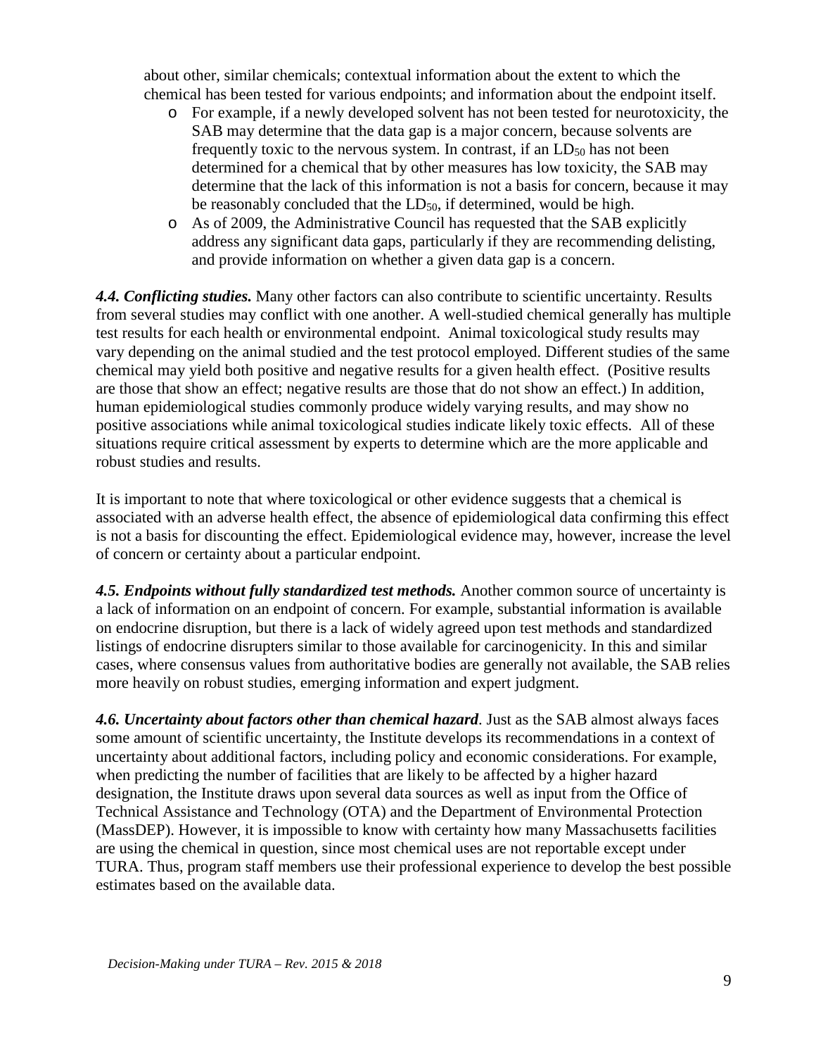about other, similar chemicals; contextual information about the extent to which the chemical has been tested for various endpoints; and information about the endpoint itself.

- For example, if a newly developed solvent has not been tested for neurotoxicity, the SAB may determine that the data gap is a major concern, because solvents are frequently toxic to the nervous system. In contrast, if an $LD_{50}$ has not been determined for a chemical that by other measures has low toxicity, the SAB may determine that the lack of this information is not a basis for concern, because it may be reasonably concluded that the $LD_{50}$, if determined, would be high.
- As of 2009, the Administrative Council has requested that the SAB explicitly address any significant data gaps, particularly if they are recommending delisting, and provide information on whether a given data gap is a concern.

***4.4. Conflicting studies.*** Many other factors can also contribute to scientific uncertainty. Results from several studies may conflict with one another. A well-studied chemical generally has multiple test results for each health or environmental endpoint. Animal toxicological study results may vary depending on the animal studied and the test protocol employed. Different studies of the same chemical may yield both positive and negative results for a given health effect. (Positive results are those that show an effect; negative results are those that do not show an effect.) In addition, human epidemiological studies commonly produce widely varying results, and may show no positive associations while animal toxicological studies indicate likely toxic effects. All of these situations require critical assessment by experts to determine which are the more applicable and robust studies and results.

It is important to note that where toxicological or other evidence suggests that a chemical is associated with an adverse health effect, the absence of epidemiological data confirming this effect is not a basis for discounting the effect. Epidemiological evidence may, however, increase the level of concern or certainty about a particular endpoint.

***4.5. Endpoints without fully standardized test methods.*** Another common source of uncertainty is a lack of information on an endpoint of concern. For example, substantial information is available on endocrine disruption, but there is a lack of widely agreed upon test methods and standardized listings of endocrine disrupters similar to those available for carcinogenicity. In this and similar cases, where consensus values from authoritative bodies are generally not available, the SAB relies more heavily on robust studies, emerging information and expert judgment.

***4.6. Uncertainty about factors other than chemical hazard***. Just as the SAB almost always faces some amount of scientific uncertainty, the Institute develops its recommendations in a context of uncertainty about additional factors, including policy and economic considerations. For example, when predicting the number of facilities that are likely to be affected by a higher hazard designation, the Institute draws upon several data sources as well as input from the Office of Technical Assistance and Technology (OTA) and the Department of Environmental Protection (MassDEP). However, it is impossible to know with certainty how many Massachusetts facilities are using the chemical in question, since most chemical uses are not reportable except under TURA. Thus, program staff members use their professional experience to develop the best possible estimates based on the available data.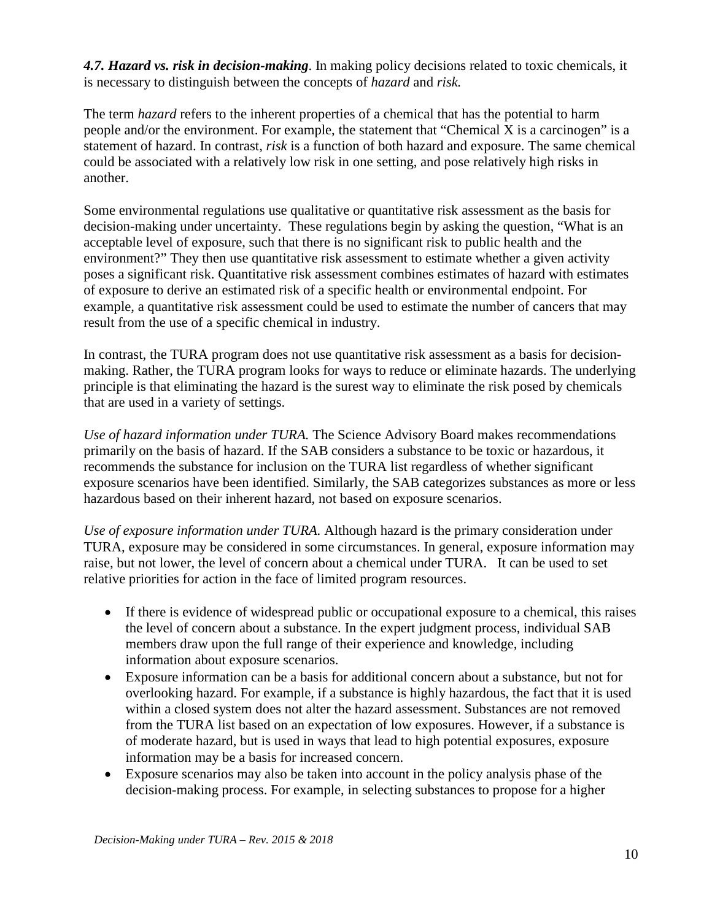***4.7. Hazard vs. risk in decision-making***. In making policy decisions related to toxic chemicals, it is necessary to distinguish between the concepts of *hazard* and *risk.*

The term *hazard* refers to the inherent properties of a chemical that has the potential to harm people and/or the environment. For example, the statement that "Chemical X is a carcinogen" is a statement of hazard. In contrast, *risk* is a function of both hazard and exposure. The same chemical could be associated with a relatively low risk in one setting, and pose relatively high risks in another.

Some environmental regulations use qualitative or quantitative risk assessment as the basis for decision-making under uncertainty. These regulations begin by asking the question, "What is an acceptable level of exposure, such that there is no significant risk to public health and the environment?" They then use quantitative risk assessment to estimate whether a given activity poses a significant risk. Quantitative risk assessment combines estimates of hazard with estimates of exposure to derive an estimated risk of a specific health or environmental endpoint. For example, a quantitative risk assessment could be used to estimate the number of cancers that may result from the use of a specific chemical in industry.

In contrast, the TURA program does not use quantitative risk assessment as a basis for decision-making. Rather, the TURA program looks for ways to reduce or eliminate hazards. The underlying principle is that eliminating the hazard is the surest way to eliminate the risk posed by chemicals that are used in a variety of settings.

*Use of hazard information under TURA.* The Science Advisory Board makes recommendations primarily on the basis of hazard. If the SAB considers a substance to be toxic or hazardous, it recommends the substance for inclusion on the TURA list regardless of whether significant exposure scenarios have been identified. Similarly, the SAB categorizes substances as more or less hazardous based on their inherent hazard, not based on exposure scenarios.

*Use of exposure information under TURA.* Although hazard is the primary consideration under TURA, exposure may be considered in some circumstances. In general, exposure information may raise, but not lower, the level of concern about a chemical under TURA. It can be used to set relative priorities for action in the face of limited program resources.

- If there is evidence of widespread public or occupational exposure to a chemical, this raises the level of concern about a substance. In the expert judgment process, individual SAB members draw upon the full range of their experience and knowledge, including information about exposure scenarios.
- Exposure information can be a basis for additional concern about a substance, but not for overlooking hazard. For example, if a substance is highly hazardous, the fact that it is used within a closed system does not alter the hazard assessment. Substances are not removed from the TURA list based on an expectation of low exposures. However, if a substance is of moderate hazard, but is used in ways that lead to high potential exposures, exposure information may be a basis for increased concern.
- Exposure scenarios may also be taken into account in the policy analysis phase of the decision-making process. For example, in selecting substances to propose for a higher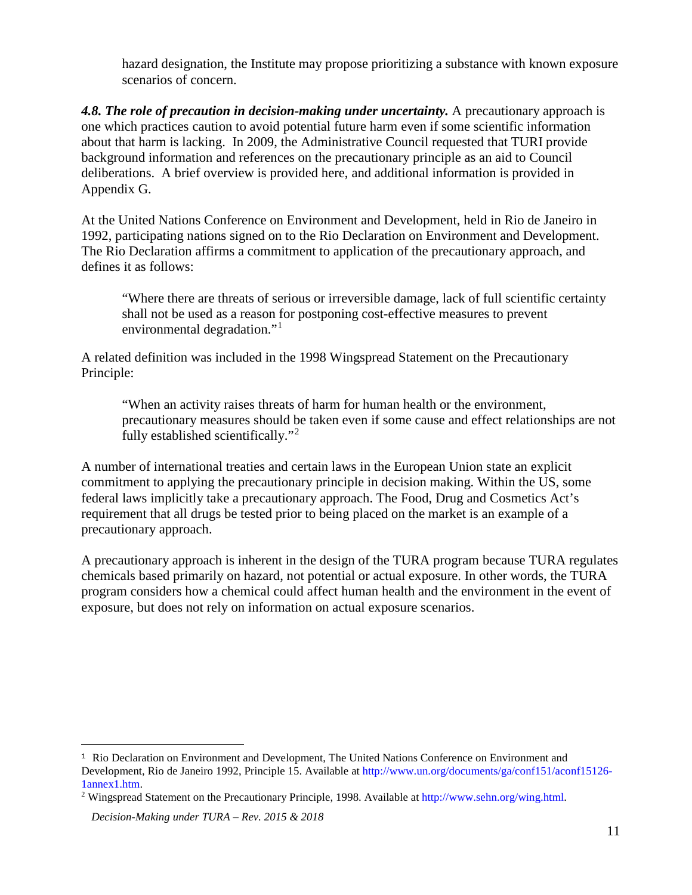hazard designation, the Institute may propose prioritizing a substance with known exposure scenarios of concern.

***4.8. The role of precaution in decision-making under uncertainty.*** A precautionary approach is one which practices caution to avoid potential future harm even if some scientific information about that harm is lacking. In 2009, the Administrative Council requested that TURI provide background information and references on the precautionary principle as an aid to Council deliberations. A brief overview is provided here, and additional information is provided in Appendix G.

At the United Nations Conference on Environment and Development, held in Rio de Janeiro in 1992, participating nations signed on to the Rio Declaration on Environment and Development. The Rio Declaration affirms a commitment to application of the precautionary approach, and defines it as follows:

> "Where there are threats of serious or irreversible damage, lack of full scientific certainty shall not be used as a reason for postponing cost-effective measures to prevent environmental degradation."[1]

A related definition was included in the 1998 Wingspread Statement on the Precautionary Principle:

> "When an activity raises threats of harm for human health or the environment, precautionary measures should be taken even if some cause and effect relationships are not fully established scientifically."[2]

A number of international treaties and certain laws in the European Union state an explicit commitment to applying the precautionary principle in decision making. Within the US, some federal laws implicitly take a precautionary approach. The Food, Drug and Cosmetics Act's requirement that all drugs be tested prior to being placed on the market is an example of a precautionary approach.

A precautionary approach is inherent in the design of the TURA program because TURA regulates chemicals based primarily on hazard, not potential or actual exposure. In other words, the TURA program considers how a chemical could affect human health and the environment in the event of exposure, but does not rely on information on actual exposure scenarios.

---

[1] Rio Declaration on Environment and Development, The United Nations Conference on Environment and Development, Rio de Janeiro 1992, Principle 15. Available at http://www.un.org/documents/ga/conf151/aconf15126-1annex1.htm.

[2] Wingspread Statement on the Precautionary Principle, 1998. Available at http://www.sehn.org/wing.html.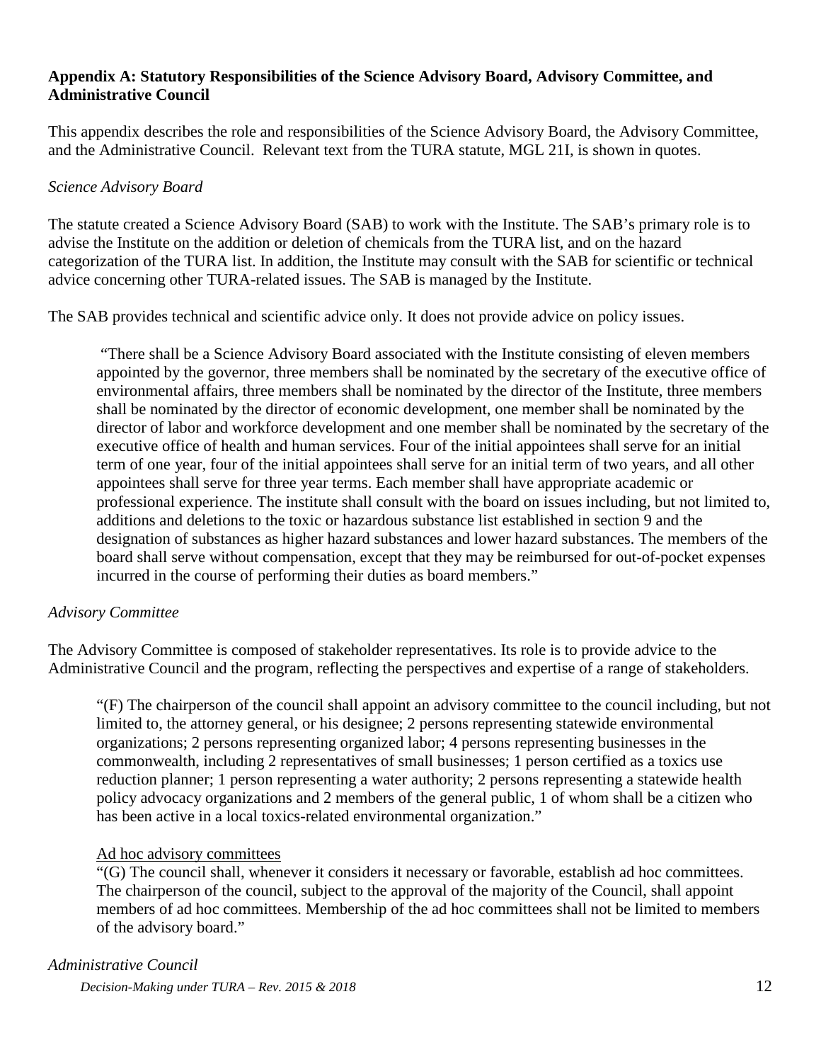## Appendix A: Statutory Responsibilities of the Science Advisory Board, Advisory Committee, and Administrative Council

This appendix describes the role and responsibilities of the Science Advisory Board, the Advisory Committee, and the Administrative Council. Relevant text from the TURA statute, MGL 21I, is shown in quotes.

### *Science Advisory Board*

The statute created a Science Advisory Board (SAB) to work with the Institute. The SAB's primary role is to advise the Institute on the addition or deletion of chemicals from the TURA list, and on the hazard categorization of the TURA list. In addition, the Institute may consult with the SAB for scientific or technical advice concerning other TURA-related issues. The SAB is managed by the Institute.

The SAB provides technical and scientific advice only. It does not provide advice on policy issues.

> "There shall be a Science Advisory Board associated with the Institute consisting of eleven members appointed by the governor, three members shall be nominated by the secretary of the executive office of environmental affairs, three members shall be nominated by the director of the Institute, three members shall be nominated by the director of economic development, one member shall be nominated by the director of labor and workforce development and one member shall be nominated by the secretary of the executive office of health and human services. Four of the initial appointees shall serve for an initial term of one year, four of the initial appointees shall serve for an initial term of two years, and all other appointees shall serve for three year terms. Each member shall have appropriate academic or professional experience. The institute shall consult with the board on issues including, but not limited to, additions and deletions to the toxic or hazardous substance list established in section 9 and the designation of substances as higher hazard substances and lower hazard substances. The members of the board shall serve without compensation, except that they may be reimbursed for out-of-pocket expenses incurred in the course of performing their duties as board members."

### *Advisory Committee*

The Advisory Committee is composed of stakeholder representatives. Its role is to provide advice to the Administrative Council and the program, reflecting the perspectives and expertise of a range of stakeholders.

> "(F) The chairperson of the council shall appoint an advisory committee to the council including, but not limited to, the attorney general, or his designee; 2 persons representing statewide environmental organizations; 2 persons representing organized labor; 4 persons representing businesses in the commonwealth, including 2 representatives of small businesses; 1 person certified as a toxics use reduction planner; 1 person representing a water authority; 2 persons representing a statewide health policy advocacy organizations and 2 members of the general public, 1 of whom shall be a citizen who has been active in a local toxics-related environmental organization."
>
> Ad hoc advisory committees
>
> "(G) The council shall, whenever it considers it necessary or favorable, establish ad hoc committees. The chairperson of the council, subject to the approval of the majority of the Council, shall appoint members of ad hoc committees. Membership of the ad hoc committees shall not be limited to members of the advisory board."

### *Administrative Council*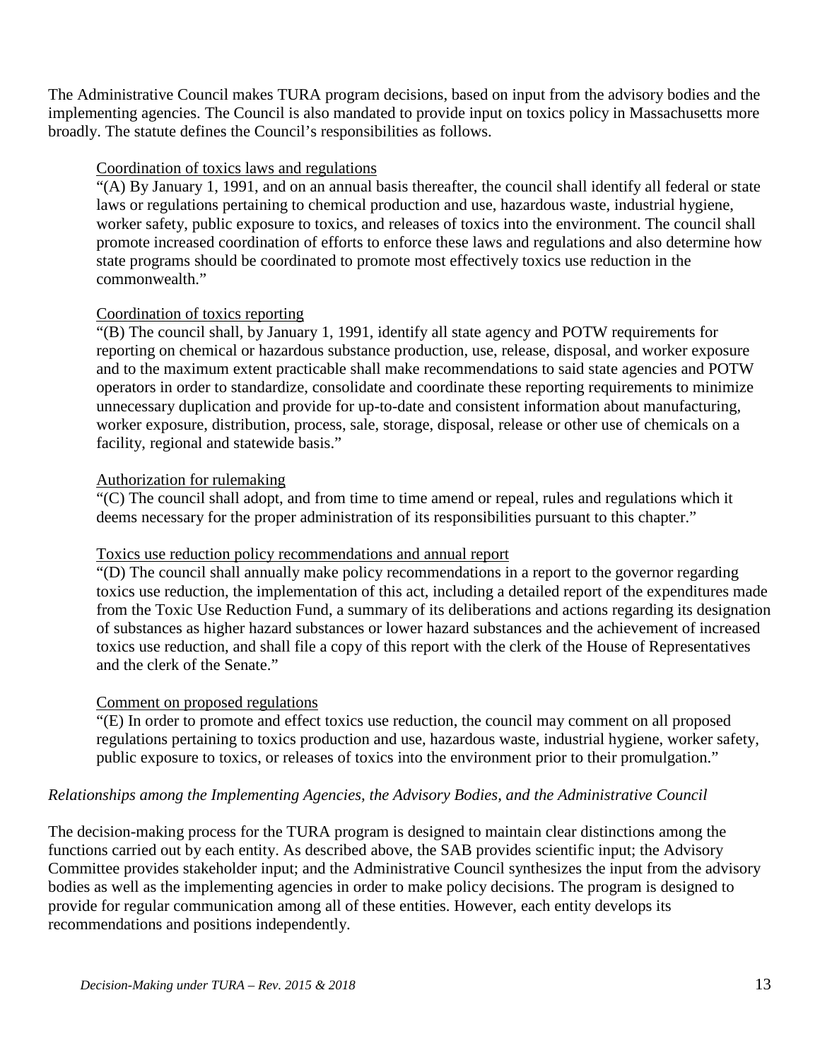The Administrative Council makes TURA program decisions, based on input from the advisory bodies and the implementing agencies. The Council is also mandated to provide input on toxics policy in Massachusetts more broadly. The statute defines the Council's responsibilities as follows.

> <u>Coordination of toxics laws and regulations</u>
>
> "(A) By January 1, 1991, and on an annual basis thereafter, the council shall identify all federal or state laws or regulations pertaining to chemical production and use, hazardous waste, industrial hygiene, worker safety, public exposure to toxics, and releases of toxics into the environment. The council shall promote increased coordination of efforts to enforce these laws and regulations and also determine how state programs should be coordinated to promote most effectively toxics use reduction in the commonwealth."
>
> <u>Coordination of toxics reporting</u>
>
> "(B) The council shall, by January 1, 1991, identify all state agency and POTW requirements for reporting on chemical or hazardous substance production, use, release, disposal, and worker exposure and to the maximum extent practicable shall make recommendations to said state agencies and POTW operators in order to standardize, consolidate and coordinate these reporting requirements to minimize unnecessary duplication and provide for up-to-date and consistent information about manufacturing, worker exposure, distribution, process, sale, storage, disposal, release or other use of chemicals on a facility, regional and statewide basis."
>
> <u>Authorization for rulemaking</u>
>
> "(C) The council shall adopt, and from time to time amend or repeal, rules and regulations which it deems necessary for the proper administration of its responsibilities pursuant to this chapter."
>
> <u>Toxics use reduction policy recommendations and annual report</u>
>
> "(D) The council shall annually make policy recommendations in a report to the governor regarding toxics use reduction, the implementation of this act, including a detailed report of the expenditures made from the Toxic Use Reduction Fund, a summary of its deliberations and actions regarding its designation of substances as higher hazard substances or lower hazard substances and the achievement of increased toxics use reduction, and shall file a copy of this report with the clerk of the House of Representatives and the clerk of the Senate."
>
> <u>Comment on proposed regulations</u>
>
> "(E) In order to promote and effect toxics use reduction, the council may comment on all proposed regulations pertaining to toxics production and use, hazardous waste, industrial hygiene, worker safety, public exposure to toxics, or releases of toxics into the environment prior to their promulgation."

*Relationships among the Implementing Agencies, the Advisory Bodies, and the Administrative Council*

The decision-making process for the TURA program is designed to maintain clear distinctions among the functions carried out by each entity. As described above, the SAB provides scientific input; the Advisory Committee provides stakeholder input; and the Administrative Council synthesizes the input from the advisory bodies as well as the implementing agencies in order to make policy decisions. The program is designed to provide for regular communication among all of these entities. However, each entity develops its recommendations and positions independently.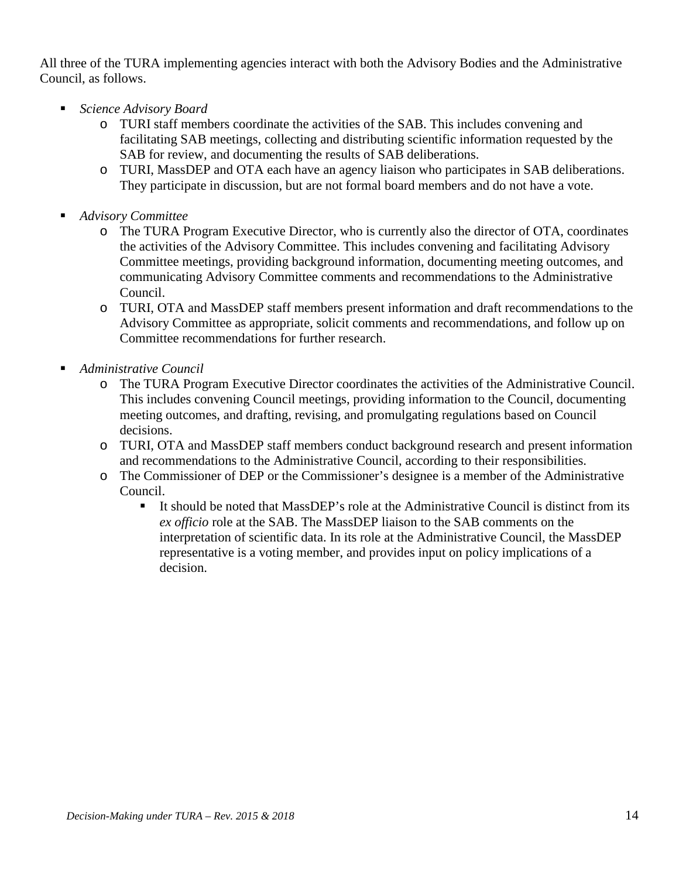All three of the TURA implementing agencies interact with both the Advisory Bodies and the Administrative Council, as follows.

- *Science Advisory Board*
  - TURI staff members coordinate the activities of the SAB. This includes convening and facilitating SAB meetings, collecting and distributing scientific information requested by the SAB for review, and documenting the results of SAB deliberations.
  - TURI, MassDEP and OTA each have an agency liaison who participates in SAB deliberations. They participate in discussion, but are not formal board members and do not have a vote.

- *Advisory Committee*
  - The TURA Program Executive Director, who is currently also the director of OTA, coordinates the activities of the Advisory Committee. This includes convening and facilitating Advisory Committee meetings, providing background information, documenting meeting outcomes, and communicating Advisory Committee comments and recommendations to the Administrative Council.
  - TURI, OTA and MassDEP staff members present information and draft recommendations to the Advisory Committee as appropriate, solicit comments and recommendations, and follow up on Committee recommendations for further research.

- *Administrative Council*
  - The TURA Program Executive Director coordinates the activities of the Administrative Council. This includes convening Council meetings, providing information to the Council, documenting meeting outcomes, and drafting, revising, and promulgating regulations based on Council decisions.
  - TURI, OTA and MassDEP staff members conduct background research and present information and recommendations to the Administrative Council, according to their responsibilities.
  - The Commissioner of DEP or the Commissioner's designee is a member of the Administrative Council.
    - It should be noted that MassDEP's role at the Administrative Council is distinct from its *ex officio* role at the SAB. The MassDEP liaison to the SAB comments on the interpretation of scientific data. In its role at the Administrative Council, the MassDEP representative is a voting member, and provides input on policy implications of a decision.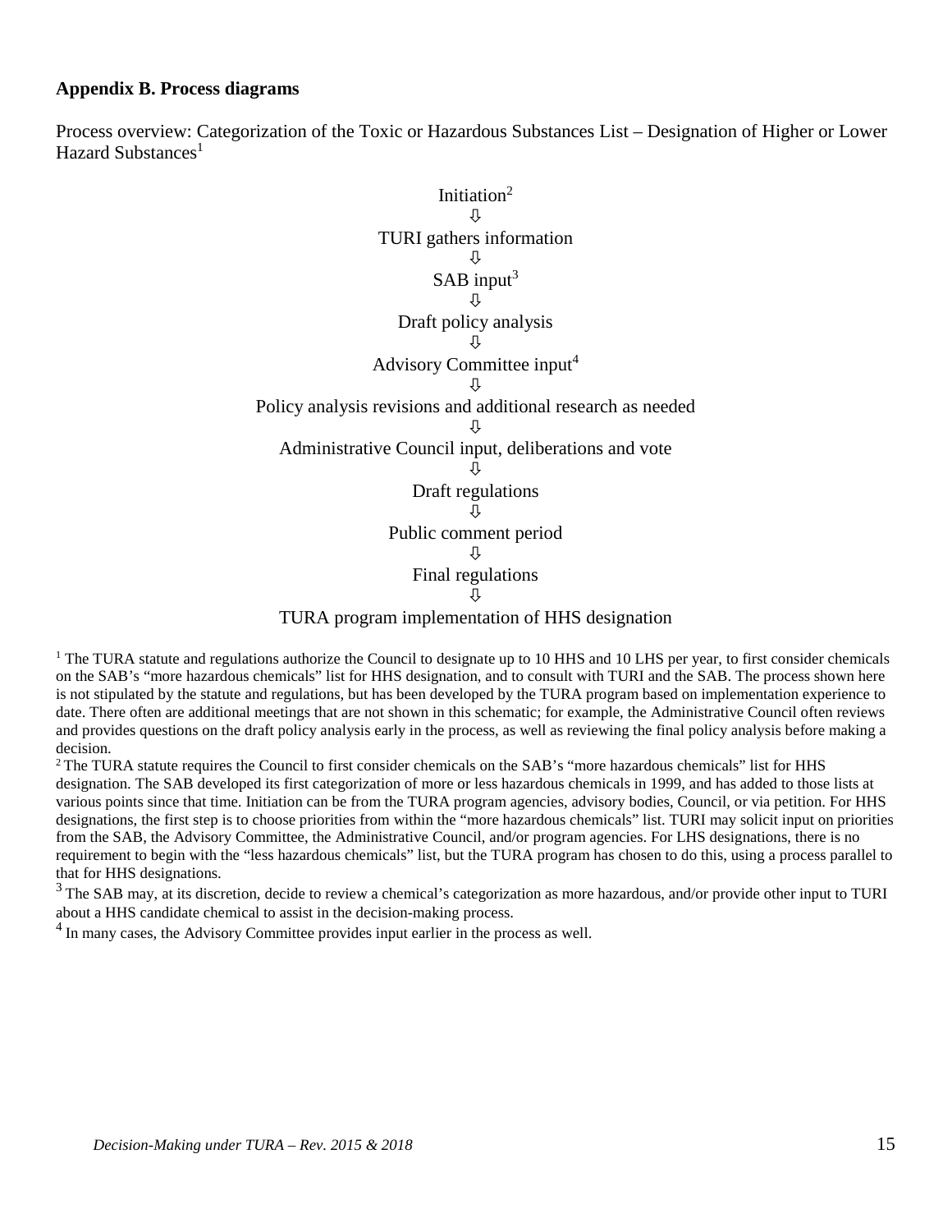**Appendix B. Process diagrams**

Process overview: Categorization of the Toxic or Hazardous Substances List – Designation of Higher or Lower Hazard Substances[1]

Initiation[2]

⇩

TURI gathers information

⇩

SAB input[3]

⇩

Draft policy analysis

⇩

Advisory Committee input[4]

⇩

Policy analysis revisions and additional research as needed

⇩

Administrative Council input, deliberations and vote

⇩

Draft regulations

⇩

Public comment period

⇩

Final regulations

⇩

TURA program implementation of HHS designation

[1] The TURA statute and regulations authorize the Council to designate up to 10 HHS and 10 LHS per year, to first consider chemicals on the SAB's "more hazardous chemicals" list for HHS designation, and to consult with TURI and the SAB. The process shown here is not stipulated by the statute and regulations, but has been developed by the TURA program based on implementation experience to date. There often are additional meetings that are not shown in this schematic; for example, the Administrative Council often reviews and provides questions on the draft policy analysis early in the process, as well as reviewing the final policy analysis before making a decision.

[2] The TURA statute requires the Council to first consider chemicals on the SAB's "more hazardous chemicals" list for HHS designation. The SAB developed its first categorization of more or less hazardous chemicals in 1999, and has added to those lists at various points since that time. Initiation can be from the TURA program agencies, advisory bodies, Council, or via petition. For HHS designations, the first step is to choose priorities from within the "more hazardous chemicals" list. TURI may solicit input on priorities from the SAB, the Advisory Committee, the Administrative Council, and/or program agencies. For LHS designations, there is no requirement to begin with the "less hazardous chemicals" list, but the TURA program has chosen to do this, using a process parallel to that for HHS designations.

[3] The SAB may, at its discretion, decide to review a chemical's categorization as more hazardous, and/or provide other input to TURI about a HHS candidate chemical to assist in the decision-making process.

[4] In many cases, the Advisory Committee provides input earlier in the process as well.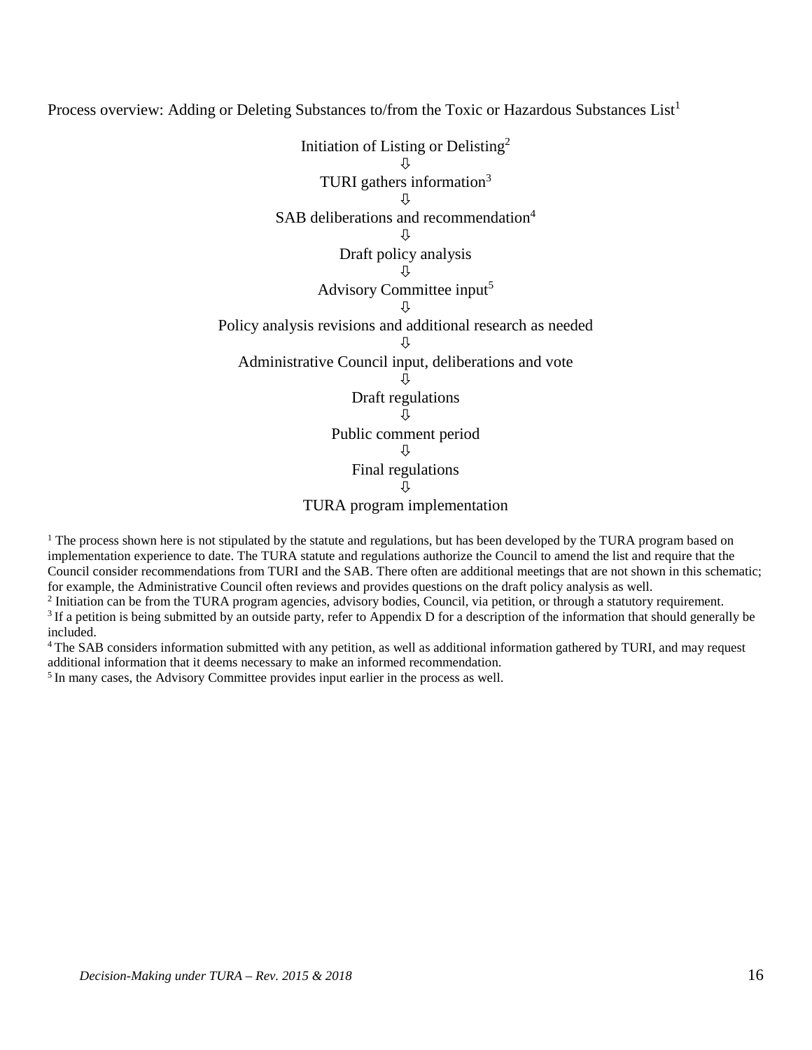Process overview: Adding or Deleting Substances to/from the Toxic or Hazardous Substances List[1]

Initiation of Listing or Delisting[2]

⇩

TURI gathers information[3]

⇩

SAB deliberations and recommendation[4]

⇩

Draft policy analysis

⇩

Advisory Committee input[5]

⇩

Policy analysis revisions and additional research as needed

⇩

Administrative Council input, deliberations and vote

⇩

Draft regulations

⇩

Public comment period

⇩

Final regulations

⇩

TURA program implementation

[1] The process shown here is not stipulated by the statute and regulations, but has been developed by the TURA program based on implementation experience to date. The TURA statute and regulations authorize the Council to amend the list and require that the Council consider recommendations from TURI and the SAB. There often are additional meetings that are not shown in this schematic; for example, the Administrative Council often reviews and provides questions on the draft policy analysis as well.

[2] Initiation can be from the TURA program agencies, advisory bodies, Council, via petition, or through a statutory requirement.

[3] If a petition is being submitted by an outside party, refer to Appendix D for a description of the information that should generally be included.

[4] The SAB considers information submitted with any petition, as well as additional information gathered by TURI, and may request additional information that it deems necessary to make an informed recommendation.

[5] In many cases, the Advisory Committee provides input earlier in the process as well.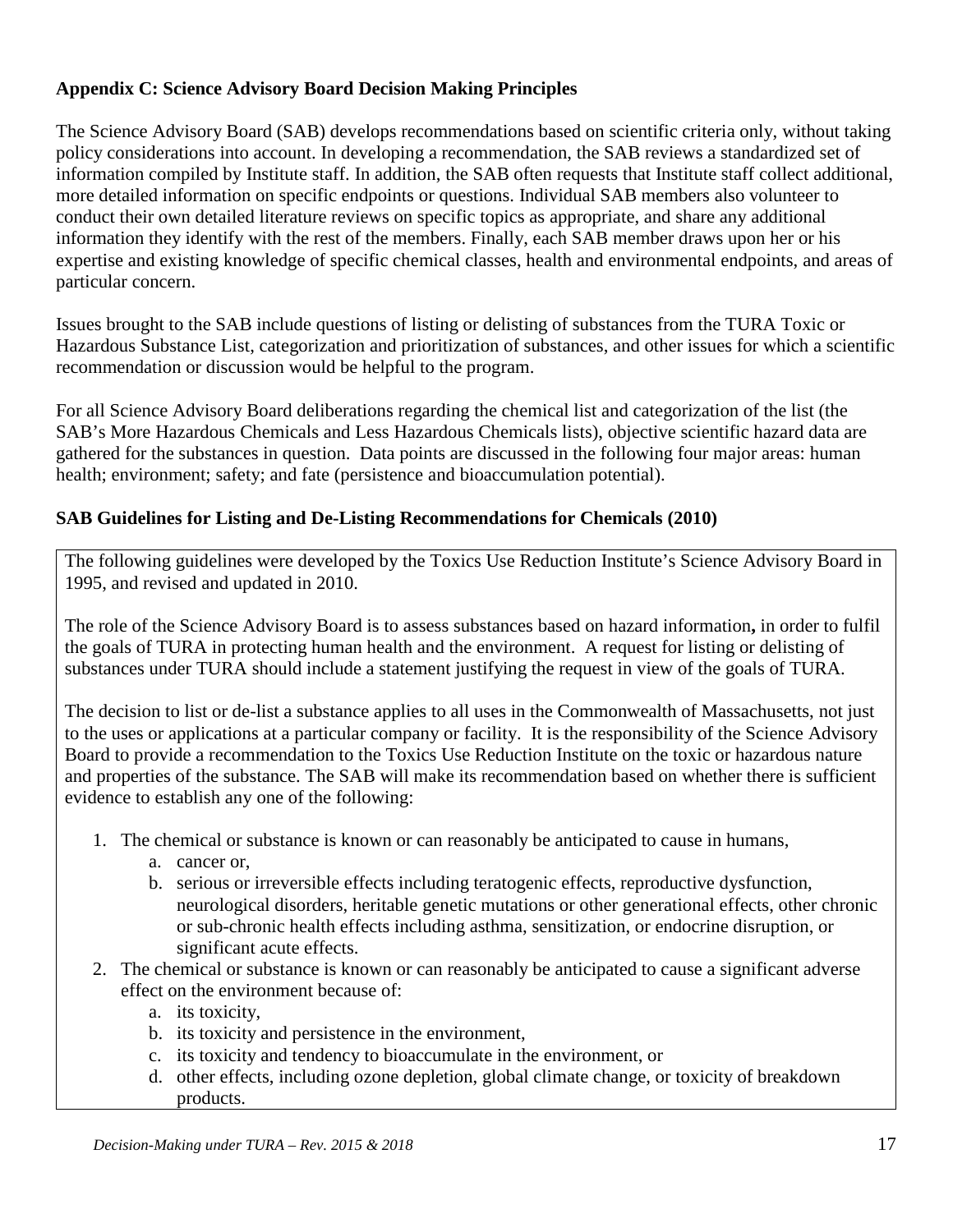**Appendix C: Science Advisory Board Decision Making Principles**

The Science Advisory Board (SAB) develops recommendations based on scientific criteria only, without taking policy considerations into account. In developing a recommendation, the SAB reviews a standardized set of information compiled by Institute staff. In addition, the SAB often requests that Institute staff collect additional, more detailed information on specific endpoints or questions. Individual SAB members also volunteer to conduct their own detailed literature reviews on specific topics as appropriate, and share any additional information they identify with the rest of the members. Finally, each SAB member draws upon her or his expertise and existing knowledge of specific chemical classes, health and environmental endpoints, and areas of particular concern.

Issues brought to the SAB include questions of listing or delisting of substances from the TURA Toxic or Hazardous Substance List, categorization and prioritization of substances, and other issues for which a scientific recommendation or discussion would be helpful to the program.

For all Science Advisory Board deliberations regarding the chemical list and categorization of the list (the SAB's More Hazardous Chemicals and Less Hazardous Chemicals lists), objective scientific hazard data are gathered for the substances in question. Data points are discussed in the following four major areas: human health; environment; safety; and fate (persistence and bioaccumulation potential).

**SAB Guidelines for Listing and De-Listing Recommendations for Chemicals (2010)**

The following guidelines were developed by the Toxics Use Reduction Institute's Science Advisory Board in 1995, and revised and updated in 2010.

The role of the Science Advisory Board is to assess substances based on hazard information**,** in order to fulfil the goals of TURA in protecting human health and the environment. A request for listing or delisting of substances under TURA should include a statement justifying the request in view of the goals of TURA.

The decision to list or de-list a substance applies to all uses in the Commonwealth of Massachusetts, not just to the uses or applications at a particular company or facility. It is the responsibility of the Science Advisory Board to provide a recommendation to the Toxics Use Reduction Institute on the toxic or hazardous nature and properties of the substance. The SAB will make its recommendation based on whether there is sufficient evidence to establish any one of the following:

1. The chemical or substance is known or can reasonably be anticipated to cause in humans,
    a. cancer or,
    b. serious or irreversible effects including teratogenic effects, reproductive dysfunction, neurological disorders, heritable genetic mutations or other generational effects, other chronic or sub-chronic health effects including asthma, sensitization, or endocrine disruption, or significant acute effects.
2. The chemical or substance is known or can reasonably be anticipated to cause a significant adverse effect on the environment because of:
    a. its toxicity,
    b. its toxicity and persistence in the environment,
    c. its toxicity and tendency to bioaccumulate in the environment, or
    d. other effects, including ozone depletion, global climate change, or toxicity of breakdown products.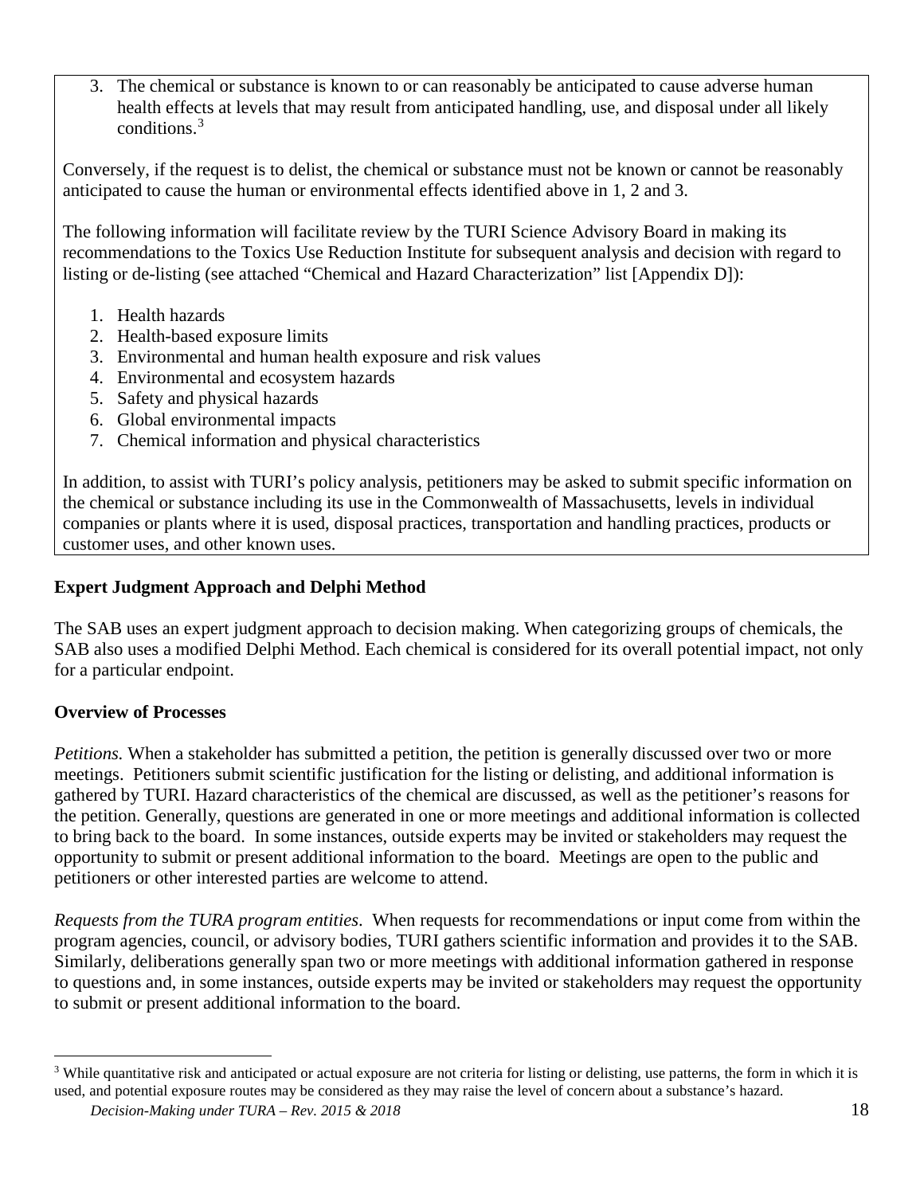3. The chemical or substance is known to or can reasonably be anticipated to cause adverse human health effects at levels that may result from anticipated handling, use, and disposal under all likely conditions.[3]

Conversely, if the request is to delist, the chemical or substance must not be known or cannot be reasonably anticipated to cause the human or environmental effects identified above in 1, 2 and 3.

The following information will facilitate review by the TURI Science Advisory Board in making its recommendations to the Toxics Use Reduction Institute for subsequent analysis and decision with regard to listing or de-listing (see attached "Chemical and Hazard Characterization" list [Appendix D]):

1. Health hazards
2. Health-based exposure limits
3. Environmental and human health exposure and risk values
4. Environmental and ecosystem hazards
5. Safety and physical hazards
6. Global environmental impacts
7. Chemical information and physical characteristics

In addition, to assist with TURI's policy analysis, petitioners may be asked to submit specific information on the chemical or substance including its use in the Commonwealth of Massachusetts, levels in individual companies or plants where it is used, disposal practices, transportation and handling practices, products or customer uses, and other known uses.

**Expert Judgment Approach and Delphi Method**

The SAB uses an expert judgment approach to decision making. When categorizing groups of chemicals, the SAB also uses a modified Delphi Method. Each chemical is considered for its overall potential impact, not only for a particular endpoint.

**Overview of Processes**

*Petitions.* When a stakeholder has submitted a petition, the petition is generally discussed over two or more meetings. Petitioners submit scientific justification for the listing or delisting, and additional information is gathered by TURI. Hazard characteristics of the chemical are discussed, as well as the petitioner's reasons for the petition. Generally, questions are generated in one or more meetings and additional information is collected to bring back to the board. In some instances, outside experts may be invited or stakeholders may request the opportunity to submit or present additional information to the board. Meetings are open to the public and petitioners or other interested parties are welcome to attend.

*Requests from the TURA program entities.* When requests for recommendations or input come from within the program agencies, council, or advisory bodies, TURI gathers scientific information and provides it to the SAB. Similarly, deliberations generally span two or more meetings with additional information gathered in response to questions and, in some instances, outside experts may be invited or stakeholders may request the opportunity to submit or present additional information to the board.

[3] While quantitative risk and anticipated or actual exposure are not criteria for listing or delisting, use patterns, the form in which it is used, and potential exposure routes may be considered as they may raise the level of concern about a substance's hazard.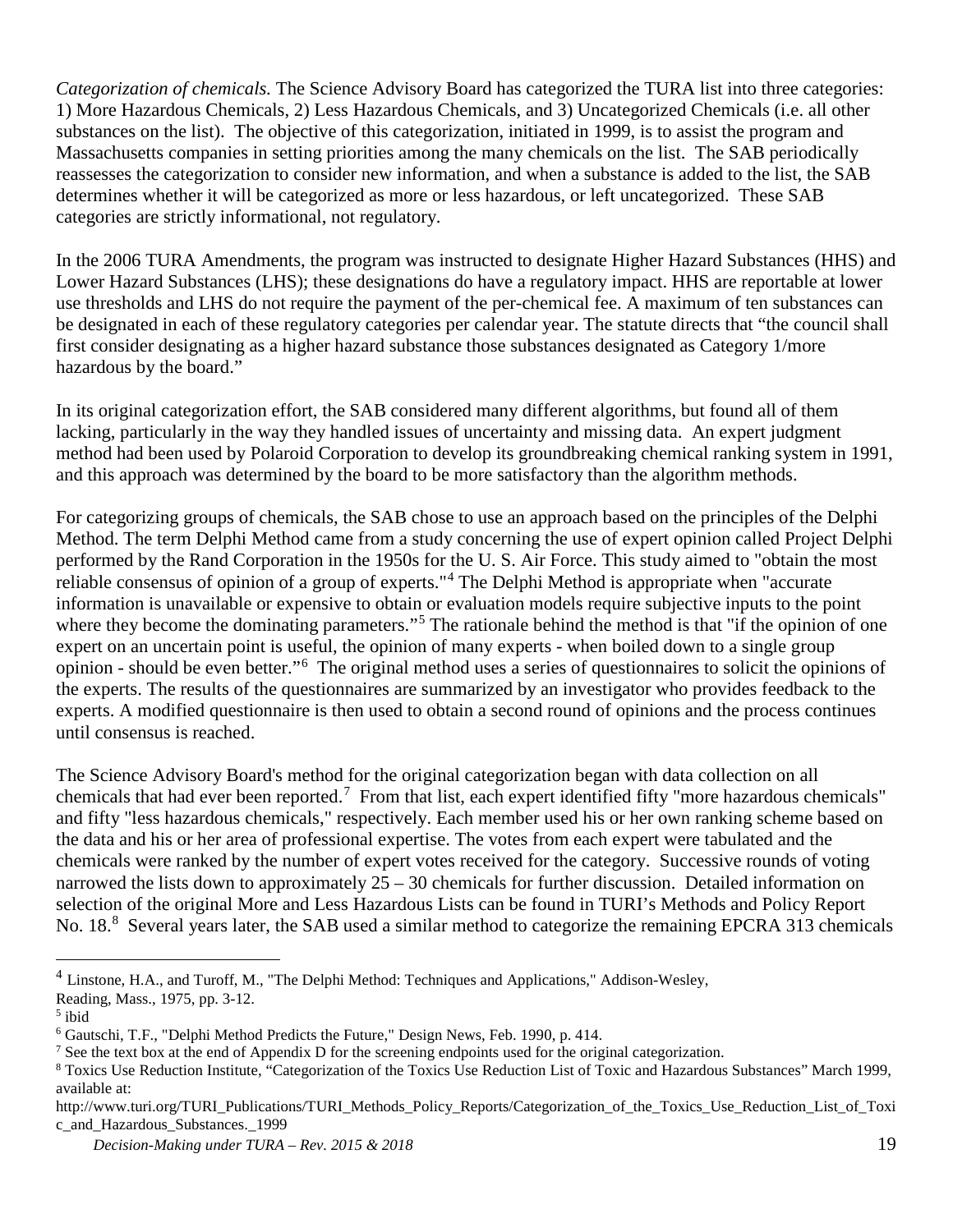*Categorization of chemicals.* The Science Advisory Board has categorized the TURA list into three categories: 1) More Hazardous Chemicals, 2) Less Hazardous Chemicals, and 3) Uncategorized Chemicals (i.e. all other substances on the list). The objective of this categorization, initiated in 1999, is to assist the program and Massachusetts companies in setting priorities among the many chemicals on the list. The SAB periodically reassesses the categorization to consider new information, and when a substance is added to the list, the SAB determines whether it will be categorized as more or less hazardous, or left uncategorized. These SAB categories are strictly informational, not regulatory.

In the 2006 TURA Amendments, the program was instructed to designate Higher Hazard Substances (HHS) and Lower Hazard Substances (LHS); these designations do have a regulatory impact. HHS are reportable at lower use thresholds and LHS do not require the payment of the per-chemical fee. A maximum of ten substances can be designated in each of these regulatory categories per calendar year. The statute directs that "the council shall first consider designating as a higher hazard substance those substances designated as Category 1/more hazardous by the board."

In its original categorization effort, the SAB considered many different algorithms, but found all of them lacking, particularly in the way they handled issues of uncertainty and missing data. An expert judgment method had been used by Polaroid Corporation to develop its groundbreaking chemical ranking system in 1991, and this approach was determined by the board to be more satisfactory than the algorithm methods.

For categorizing groups of chemicals, the SAB chose to use an approach based on the principles of the Delphi Method. The term Delphi Method came from a study concerning the use of expert opinion called Project Delphi performed by the Rand Corporation in the 1950s for the U. S. Air Force. This study aimed to "obtain the most reliable consensus of opinion of a group of experts."[4] The Delphi Method is appropriate when "accurate information is unavailable or expensive to obtain or evaluation models require subjective inputs to the point where they become the dominating parameters."[5] The rationale behind the method is that "if the opinion of one expert on an uncertain point is useful, the opinion of many experts - when boiled down to a single group opinion - should be even better."[6] The original method uses a series of questionnaires to solicit the opinions of the experts. The results of the questionnaires are summarized by an investigator who provides feedback to the experts. A modified questionnaire is then used to obtain a second round of opinions and the process continues until consensus is reached.

The Science Advisory Board's method for the original categorization began with data collection on all chemicals that had ever been reported.[7] From that list, each expert identified fifty "more hazardous chemicals" and fifty "less hazardous chemicals," respectively. Each member used his or her own ranking scheme based on the data and his or her area of professional expertise. The votes from each expert were tabulated and the chemicals were ranked by the number of expert votes received for the category. Successive rounds of voting narrowed the lists down to approximately 25 – 30 chemicals for further discussion. Detailed information on selection of the original More and Less Hazardous Lists can be found in TURI's Methods and Policy Report No. 18.[8] Several years later, the SAB used a similar method to categorize the remaining EPCRA 313 chemicals

---

[4] Linstone, H.A., and Turoff, M., "The Delphi Method: Techniques and Applications," Addison-Wesley, Reading, Mass., 1975, pp. 3-12.

[5] ibid

[6] Gautschi, T.F., "Delphi Method Predicts the Future," Design News, Feb. 1990, p. 414.

[7] See the text box at the end of Appendix D for the screening endpoints used for the original categorization.

[8] Toxics Use Reduction Institute, "Categorization of the Toxics Use Reduction List of Toxic and Hazardous Substances" March 1999, available at: http://www.turi.org/TURI_Publications/TURI_Methods_Policy_Reports/Categorization_of_the_Toxics_Use_Reduction_List_of_Toxic_and_Hazardous_Substances._1999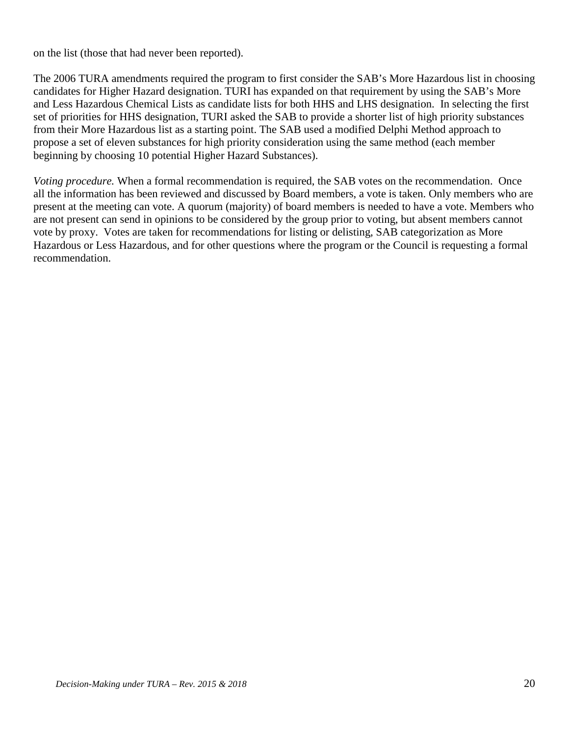on the list (those that had never been reported).

The 2006 TURA amendments required the program to first consider the SAB's More Hazardous list in choosing candidates for Higher Hazard designation. TURI has expanded on that requirement by using the SAB's More and Less Hazardous Chemical Lists as candidate lists for both HHS and LHS designation. In selecting the first set of priorities for HHS designation, TURI asked the SAB to provide a shorter list of high priority substances from their More Hazardous list as a starting point. The SAB used a modified Delphi Method approach to propose a set of eleven substances for high priority consideration using the same method (each member beginning by choosing 10 potential Higher Hazard Substances).

*Voting procedure.* When a formal recommendation is required, the SAB votes on the recommendation. Once all the information has been reviewed and discussed by Board members, a vote is taken. Only members who are present at the meeting can vote. A quorum (majority) of board members is needed to have a vote. Members who are not present can send in opinions to be considered by the group prior to voting, but absent members cannot vote by proxy. Votes are taken for recommendations for listing or delisting, SAB categorization as More Hazardous or Less Hazardous, and for other questions where the program or the Council is requesting a formal recommendation.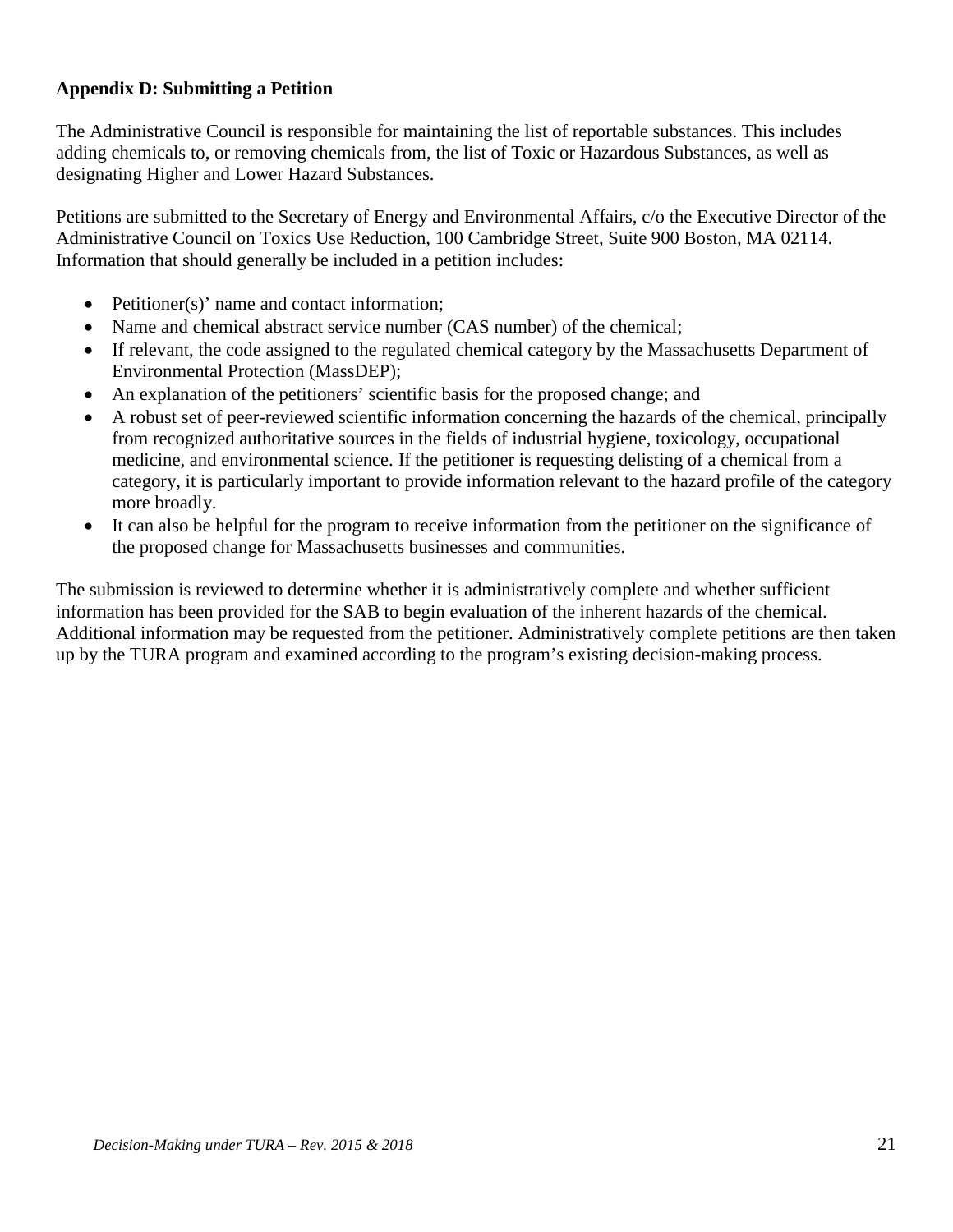## Appendix D: Submitting a Petition

The Administrative Council is responsible for maintaining the list of reportable substances. This includes adding chemicals to, or removing chemicals from, the list of Toxic or Hazardous Substances, as well as designating Higher and Lower Hazard Substances.

Petitions are submitted to the Secretary of Energy and Environmental Affairs, c/o the Executive Director of the Administrative Council on Toxics Use Reduction, 100 Cambridge Street, Suite 900 Boston, MA 02114. Information that should generally be included in a petition includes:

- Petitioner(s)' name and contact information;
- Name and chemical abstract service number (CAS number) of the chemical;
- If relevant, the code assigned to the regulated chemical category by the Massachusetts Department of Environmental Protection (MassDEP);
- An explanation of the petitioners' scientific basis for the proposed change; and
- A robust set of peer-reviewed scientific information concerning the hazards of the chemical, principally from recognized authoritative sources in the fields of industrial hygiene, toxicology, occupational medicine, and environmental science. If the petitioner is requesting delisting of a chemical from a category, it is particularly important to provide information relevant to the hazard profile of the category more broadly.
- It can also be helpful for the program to receive information from the petitioner on the significance of the proposed change for Massachusetts businesses and communities.

The submission is reviewed to determine whether it is administratively complete and whether sufficient information has been provided for the SAB to begin evaluation of the inherent hazards of the chemical. Additional information may be requested from the petitioner. Administratively complete petitions are then taken up by the TURA program and examined according to the program's existing decision-making process.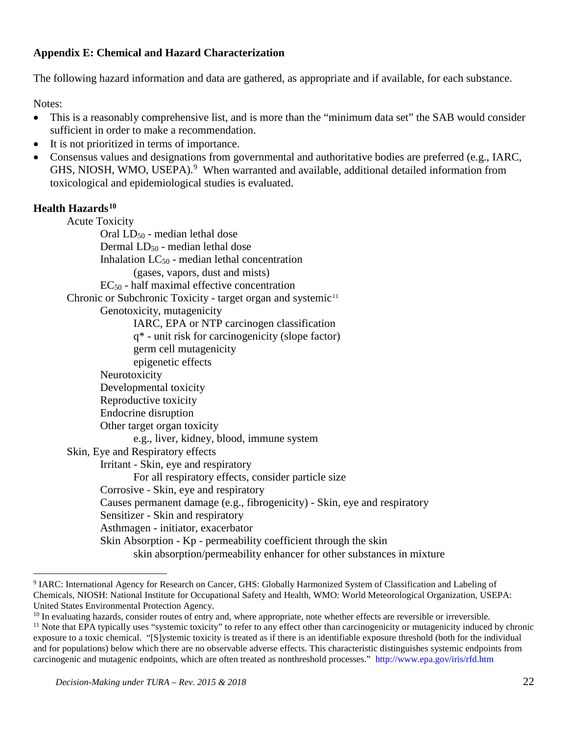## Appendix E: Chemical and Hazard Characterization

The following hazard information and data are gathered, as appropriate and if available, for each substance.

Notes:

- This is a reasonably comprehensive list, and is more than the "minimum data set" the SAB would consider sufficient in order to make a recommendation.
- It is not prioritized in terms of importance.
- Consensus values and designations from governmental and authoritative bodies are preferred (e.g., IARC, GHS, NIOSH, WMO, USEPA).[9] When warranted and available, additional detailed information from toxicological and epidemiological studies is evaluated.

### Health Hazards[10]

- Acute Toxicity
  - Oral $LD_{50}$ - median lethal dose
  - Dermal $LD_{50}$ - median lethal dose
  - Inhalation $LC_{50}$ - median lethal concentration
    - (gases, vapors, dust and mists)
  - $EC_{50}$ - half maximal effective concentration
- Chronic or Subchronic Toxicity - target organ and systemic[11]
  - Genotoxicity, mutagenicity
    - IARC, EPA or NTP carcinogen classification
    - q* - unit risk for carcinogenicity (slope factor)
    - germ cell mutagenicity
    - epigenetic effects
  - Neurotoxicity
  - Developmental toxicity
  - Reproductive toxicity
  - Endocrine disruption
  - Other target organ toxicity
    - e.g., liver, kidney, blood, immune system
- Skin, Eye and Respiratory effects
  - Irritant - Skin, eye and respiratory
    - For all respiratory effects, consider particle size
  - Corrosive - Skin, eye and respiratory
  - Causes permanent damage (e.g., fibrogenicity) - Skin, eye and respiratory
  - Sensitizer - Skin and respiratory
  - Asthmagen - initiator, exacerbator
  - Skin Absorption - Kp - permeability coefficient through the skin
    - skin absorption/permeability enhancer for other substances in mixture

---

[9] IARC: International Agency for Research on Cancer, GHS: Globally Harmonized System of Classification and Labeling of Chemicals, NIOSH: National Institute for Occupational Safety and Health, WMO: World Meteorological Organization, USEPA: United States Environmental Protection Agency.

[10] In evaluating hazards, consider routes of entry and, where appropriate, note whether effects are reversible or irreversible.

[11] Note that EPA typically uses "systemic toxicity" to refer to any effect other than carcinogenicity or mutagenicity induced by chronic exposure to a toxic chemical. "[S]ystemic toxicity is treated as if there is an identifiable exposure threshold (both for the individual and for populations) below which there are no observable adverse effects. This characteristic distinguishes systemic endpoints from carcinogenic and mutagenic endpoints, which are often treated as nonthreshold processes." http://www.epa.gov/iris/rfd.htm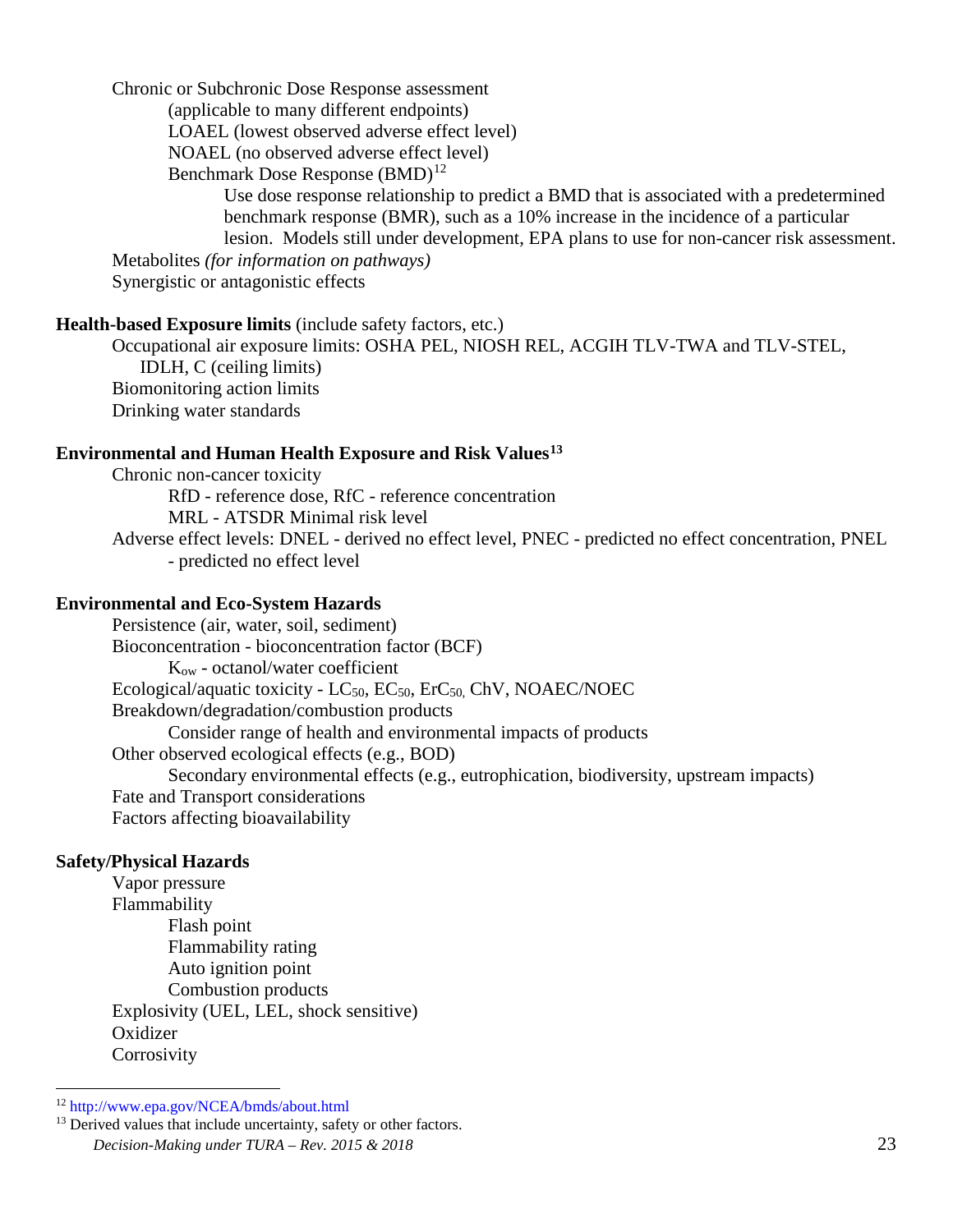Chronic or Subchronic Dose Response assessment
- (applicable to many different endpoints)
- LOAEL (lowest observed adverse effect level)
- NOAEL (no observed adverse effect level)
- Benchmark Dose Response (BMD)[12]
  - Use dose response relationship to predict a BMD that is associated with a predetermined benchmark response (BMR), such as a 10% increase in the incidence of a particular lesion. Models still under development, EPA plans to use for non-cancer risk assessment.

Metabolites *(for information on pathways)*

Synergistic or antagonistic effects

**Health-based Exposure limits** (include safety factors, etc.)
- Occupational air exposure limits: OSHA PEL, NIOSH REL, ACGIH TLV-TWA and TLV-STEL, IDLH, C (ceiling limits)
- Biomonitoring action limits
- Drinking water standards

**Environmental and Human Health Exposure and Risk Values[13]**
- Chronic non-cancer toxicity
  - RfD - reference dose, RfC - reference concentration
  - MRL - ATSDR Minimal risk level
- Adverse effect levels: DNEL - derived no effect level, PNEC - predicted no effect concentration, PNEL - predicted no effect level

**Environmental and Eco-System Hazards**
- Persistence (air, water, soil, sediment)
- Bioconcentration - bioconcentration factor (BCF)
  - $K_{ow}$ - octanol/water coefficient
- Ecological/aquatic toxicity - $LC_{50}$, $EC_{50}$, $ErC_{50}$, ChV, NOAEC/NOEC
- Breakdown/degradation/combustion products
  - Consider range of health and environmental impacts of products
- Other observed ecological effects (e.g., BOD)
  - Secondary environmental effects (e.g., eutrophication, biodiversity, upstream impacts)
- Fate and Transport considerations
- Factors affecting bioavailability

**Safety/Physical Hazards**
- Vapor pressure
- Flammability
  - Flash point
  - Flammability rating
  - Auto ignition point
  - Combustion products
- Explosivity (UEL, LEL, shock sensitive)
- Oxidizer
- Corrosivity

---

[12] http://www.epa.gov/NCEA/bmds/about.html

[13] Derived values that include uncertainty, safety or other factors.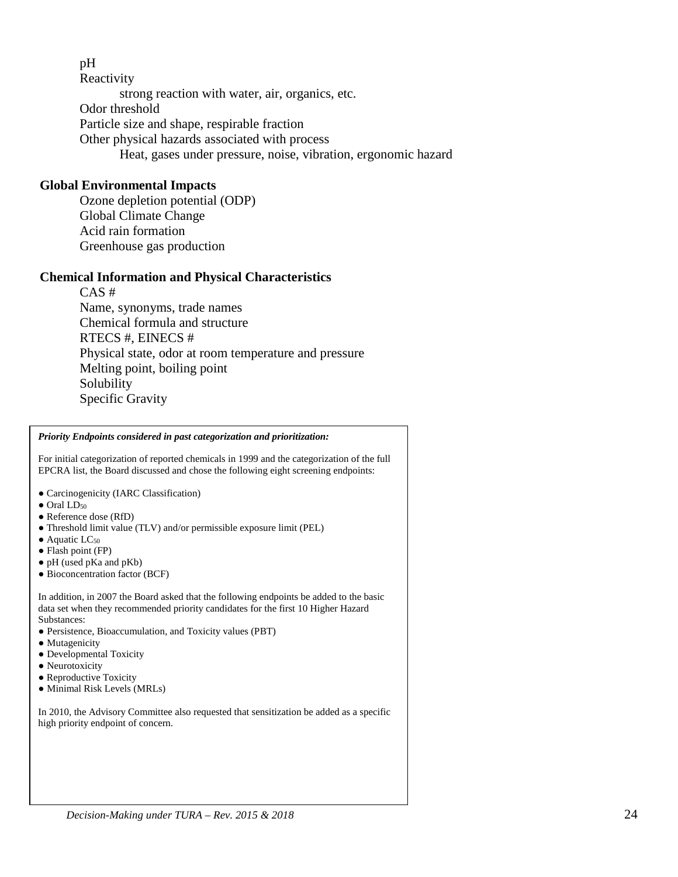pH

Reactivity

- strong reaction with water, air, organics, etc.

Odor threshold

Particle size and shape, respirable fraction

Other physical hazards associated with process

- Heat, gases under pressure, noise, vibration, ergonomic hazard

**Global Environmental Impacts**

Ozone depletion potential (ODP)

Global Climate Change

Acid rain formation

Greenhouse gas production

**Chemical Information and Physical Characteristics**

CAS #

Name, synonyms, trade names

Chemical formula and structure

RTECS #, EINECS #

Physical state, odor at room temperature and pressure

Melting point, boiling point

Solubility

Specific Gravity

***Priority Endpoints considered in past categorization and prioritization:***

For initial categorization of reported chemicals in 1999 and the categorization of the full EPCRA list, the Board discussed and chose the following eight screening endpoints:

- Carcinogenicity (IARC Classification)
- Oral $LD_{50}$
- Reference dose (RfD)
- Threshold limit value (TLV) and/or permissible exposure limit (PEL)
- Aquatic $LC_{50}$
- Flash point (FP)
- pH (used pKa and pKb)
- Bioconcentration factor (BCF)

In addition, in 2007 the Board asked that the following endpoints be added to the basic data set when they recommended priority candidates for the first 10 Higher Hazard Substances:

- Persistence, Bioaccumulation, and Toxicity values (PBT)
- Mutagenicity
- Developmental Toxicity
- Neurotoxicity
- Reproductive Toxicity
- Minimal Risk Levels (MRLs)

In 2010, the Advisory Committee also requested that sensitization be added as a specific high priority endpoint of concern.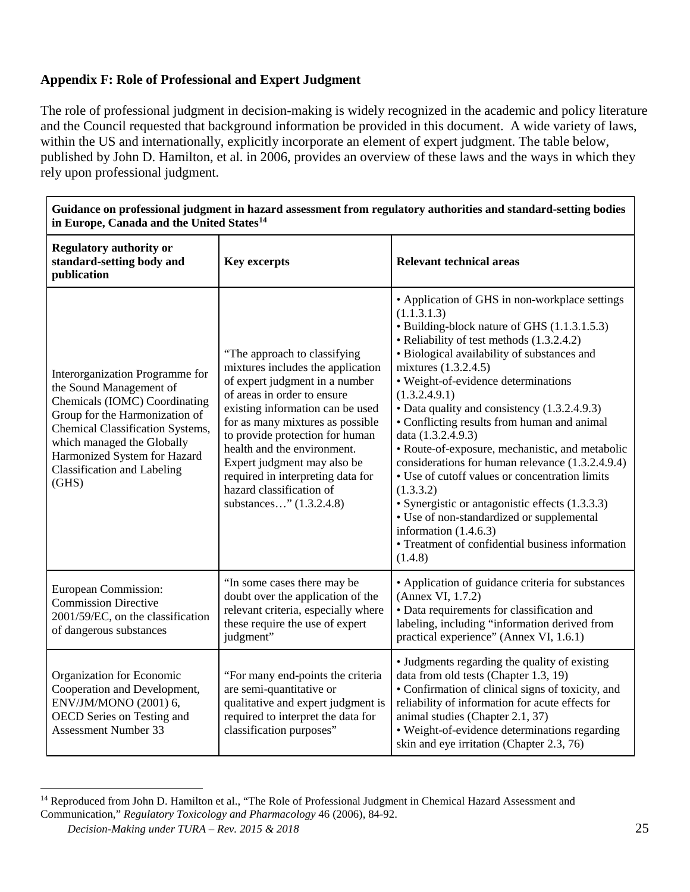**Appendix F: Role of Professional and Expert Judgment**

The role of professional judgment in decision-making is widely recognized in the academic and policy literature and the Council requested that background information be provided in this document. A wide variety of laws, within the US and internationally, explicitly incorporate an element of expert judgment. The table below, published by John D. Hamilton, et al. in 2006, provides an overview of these laws and the ways in which they rely upon professional judgment.

**Guidance on professional judgment in hazard assessment from regulatory authorities and standard-setting bodies in Europe, Canada and the United States**[14]

| Regulatory authority or standard-setting body and publication | Key excerpts | Relevant technical areas |
| --- | --- | --- |
| Interorganization Programme for the Sound Management of Chemicals (IOMC) Coordinating Group for the Harmonization of Chemical Classification Systems, which managed the Globally Harmonized System for Hazard Classification and Labeling (GHS) | "The approach to classifying mixtures includes the application of expert judgment in a number of areas in order to ensure existing information can be used for as many mixtures as possible to provide protection for human health and the environment. Expert judgment may also be required in interpreting data for hazard classification of substances…" (1.3.2.4.8) | • Application of GHS in non-workplace settings (1.1.3.1.3)<br>• Building-block nature of GHS (1.1.3.1.5.3)<br>• Reliability of test methods (1.3.2.4.2)<br>• Biological availability of substances and mixtures (1.3.2.4.5)<br>• Weight-of-evidence determinations (1.3.2.4.9.1)<br>• Data quality and consistency (1.3.2.4.9.3)<br>• Conflicting results from human and animal data (1.3.2.4.9.3)<br>• Route-of-exposure, mechanistic, and metabolic considerations for human relevance (1.3.2.4.9.4)<br>• Use of cutoff values or concentration limits (1.3.3.2)<br>• Synergistic or antagonistic effects (1.3.3.3)<br>• Use of non-standardized or supplemental information (1.4.6.3)<br>• Treatment of confidential business information (1.4.8) |
| European Commission: Commission Directive 2001/59/EC, on the classification of dangerous substances | "In some cases there may be doubt over the application of the relevant criteria, especially where these require the use of expert judgment" | • Application of guidance criteria for substances (Annex VI, 1.7.2)<br>• Data requirements for classification and labeling, including "information derived from practical experience" (Annex VI, 1.6.1) |
| Organization for Economic Cooperation and Development, ENV/JM/MONO (2001) 6, OECD Series on Testing and Assessment Number 33 | "For many end-points the criteria are semi-quantitative or qualitative and expert judgment is required to interpret the data for classification purposes" | • Judgments regarding the quality of existing data from old tests (Chapter 1.3, 19)<br>• Confirmation of clinical signs of toxicity, and reliability of information for acute effects for animal studies (Chapter 2.1, 37)<br>• Weight-of-evidence determinations regarding skin and eye irritation (Chapter 2.3, 76) |

[14] Reproduced from John D. Hamilton et al., "The Role of Professional Judgment in Chemical Hazard Assessment and Communication," *Regulatory Toxicology and Pharmacology* 46 (2006), 84-92.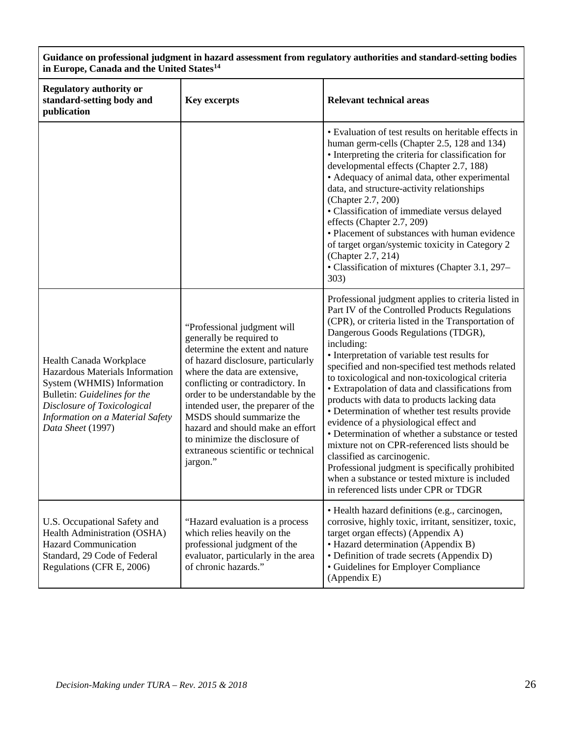| **Guidance on professional judgment in hazard assessment from regulatory authorities and standard-setting bodies in Europe, Canada and the United States**[14] | | |
|---|---|---|
| **Regulatory authority or standard-setting body and publication** | **Key excerpts** | **Relevant technical areas** |
| | | • Evaluation of test results on heritable effects in human germ-cells (Chapter 2.5, 128 and 134)<br>• Interpreting the criteria for classification for developmental effects (Chapter 2.7, 188)<br>• Adequacy of animal data, other experimental data, and structure-activity relationships (Chapter 2.7, 200)<br>• Classification of immediate versus delayed effects (Chapter 2.7, 209)<br>• Placement of substances with human evidence of target organ/systemic toxicity in Category 2 (Chapter 2.7, 214)<br>• Classification of mixtures (Chapter 3.1, 297–303) |
| Health Canada Workplace Hazardous Materials Information System (WHMIS) Information Bulletin: *Guidelines for the Disclosure of Toxicological Information on a Material Safety Data Sheet* (1997) | "Professional judgment will generally be required to determine the extent and nature of hazard disclosure, particularly where the data are extensive, conflicting or contradictory. In order to be understandable by the intended user, the preparer of the MSDS should summarize the hazard and should make an effort to minimize the disclosure of extraneous scientific or technical jargon." | Professional judgment applies to criteria listed in Part IV of the Controlled Products Regulations (CPR), or criteria listed in the Transportation of Dangerous Goods Regulations (TDGR), including:<br>• Interpretation of variable test results for specified and non-specified test methods related to toxicological and non-toxicological criteria<br>• Extrapolation of data and classifications from products with data to products lacking data<br>• Determination of whether test results provide evidence of a physiological effect and<br>• Determination of whether a substance or tested mixture not on CPR-referenced lists should be classified as carcinogenic.<br>Professional judgment is specifically prohibited when a substance or tested mixture is included in referenced lists under CPR or TDGR |
| U.S. Occupational Safety and Health Administration (OSHA) Hazard Communication Standard, 29 Code of Federal Regulations (CFR E, 2006) | "Hazard evaluation is a process which relies heavily on the professional judgment of the evaluator, particularly in the area of chronic hazards." | • Health hazard definitions (e.g., carcinogen, corrosive, highly toxic, irritant, sensitizer, toxic, target organ effects) (Appendix A)<br>• Hazard determination (Appendix B)<br>• Definition of trade secrets (Appendix D)<br>• Guidelines for Employer Compliance (Appendix E) |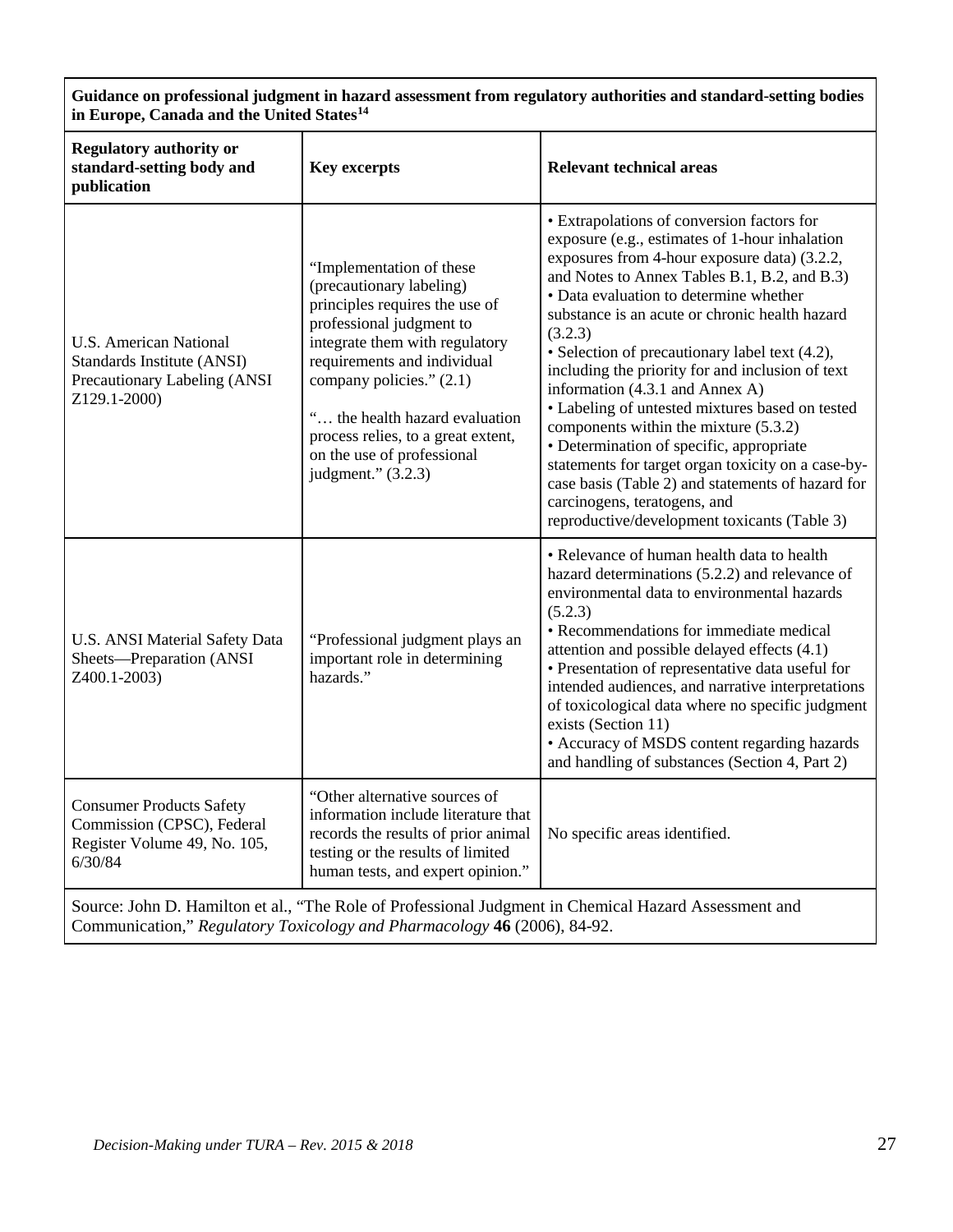| **Guidance on professional judgment in hazard assessment from regulatory authorities and standard-setting bodies in Europe, Canada and the United States[14]** | | |
|---|---|---|
| **Regulatory authority or standard-setting body and publication** | **Key excerpts** | **Relevant technical areas** |
| U.S. American National Standards Institute (ANSI) Precautionary Labeling (ANSI Z129.1-2000) | "Implementation of these (precautionary labeling) principles requires the use of professional judgment to integrate them with regulatory requirements and individual company policies." (2.1)<br><br>"… the health hazard evaluation process relies, to a great extent, on the use of professional judgment." (3.2.3) | • Extrapolations of conversion factors for exposure (e.g., estimates of 1-hour inhalation exposures from 4-hour exposure data) (3.2.2, and Notes to Annex Tables B.1, B.2, and B.3)<br>• Data evaluation to determine whether substance is an acute or chronic health hazard (3.2.3)<br>• Selection of precautionary label text (4.2), including the priority for and inclusion of text information (4.3.1 and Annex A)<br>• Labeling of untested mixtures based on tested components within the mixture (5.3.2)<br>• Determination of specific, appropriate statements for target organ toxicity on a case-by-case basis (Table 2) and statements of hazard for carcinogens, teratogens, and reproductive/development toxicants (Table 3) |
| U.S. ANSI Material Safety Data Sheets—Preparation (ANSI Z400.1-2003) | "Professional judgment plays an important role in determining hazards." | • Relevance of human health data to health hazard determinations (5.2.2) and relevance of environmental data to environmental hazards (5.2.3)<br>• Recommendations for immediate medical attention and possible delayed effects (4.1)<br>• Presentation of representative data useful for intended audiences, and narrative interpretations of toxicological data where no specific judgment exists (Section 11)<br>• Accuracy of MSDS content regarding hazards and handling of substances (Section 4, Part 2) |
| Consumer Products Safety Commission (CPSC), Federal Register Volume 49, No. 105, 6/30/84 | "Other alternative sources of information include literature that records the results of prior animal testing or the results of limited human tests, and expert opinion." | No specific areas identified. |
| Source: John D. Hamilton et al., "The Role of Professional Judgment in Chemical Hazard Assessment and Communication," *Regulatory Toxicology and Pharmacology* **46** (2006), 84-92. | | |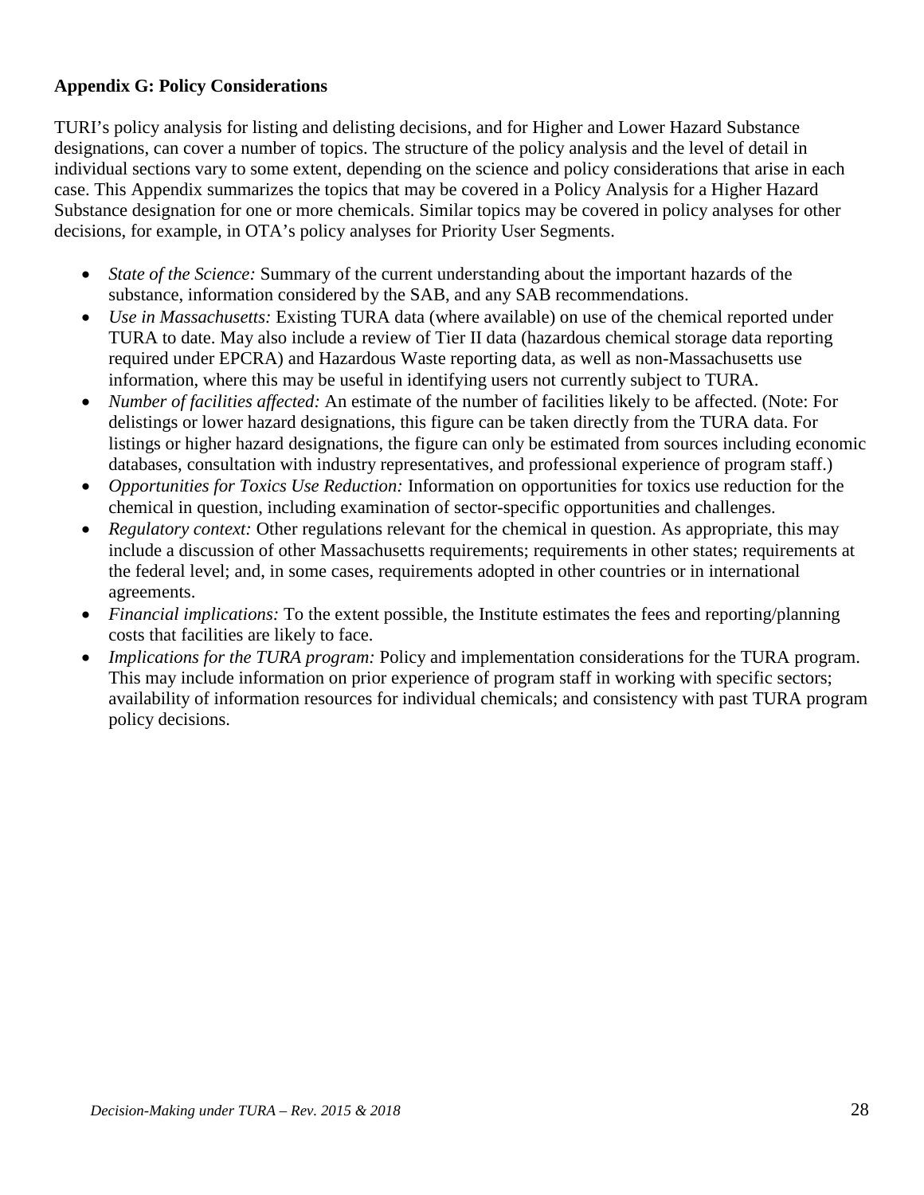**Appendix G: Policy Considerations**

TURI's policy analysis for listing and delisting decisions, and for Higher and Lower Hazard Substance designations, can cover a number of topics. The structure of the policy analysis and the level of detail in individual sections vary to some extent, depending on the science and policy considerations that arise in each case. This Appendix summarizes the topics that may be covered in a Policy Analysis for a Higher Hazard Substance designation for one or more chemicals. Similar topics may be covered in policy analyses for other decisions, for example, in OTA's policy analyses for Priority User Segments.

- *State of the Science:* Summary of the current understanding about the important hazards of the substance, information considered by the SAB, and any SAB recommendations.
- *Use in Massachusetts:* Existing TURA data (where available) on use of the chemical reported under TURA to date. May also include a review of Tier II data (hazardous chemical storage data reporting required under EPCRA) and Hazardous Waste reporting data, as well as non-Massachusetts use information, where this may be useful in identifying users not currently subject to TURA.
- *Number of facilities affected:* An estimate of the number of facilities likely to be affected. (Note: For delistings or lower hazard designations, this figure can be taken directly from the TURA data. For listings or higher hazard designations, the figure can only be estimated from sources including economic databases, consultation with industry representatives, and professional experience of program staff.)
- *Opportunities for Toxics Use Reduction:* Information on opportunities for toxics use reduction for the chemical in question, including examination of sector-specific opportunities and challenges.
- *Regulatory context:* Other regulations relevant for the chemical in question. As appropriate, this may include a discussion of other Massachusetts requirements; requirements in other states; requirements at the federal level; and, in some cases, requirements adopted in other countries or in international agreements.
- *Financial implications:* To the extent possible, the Institute estimates the fees and reporting/planning costs that facilities are likely to face.
- *Implications for the TURA program:* Policy and implementation considerations for the TURA program. This may include information on prior experience of program staff in working with specific sectors; availability of information resources for individual chemicals; and consistency with past TURA program policy decisions.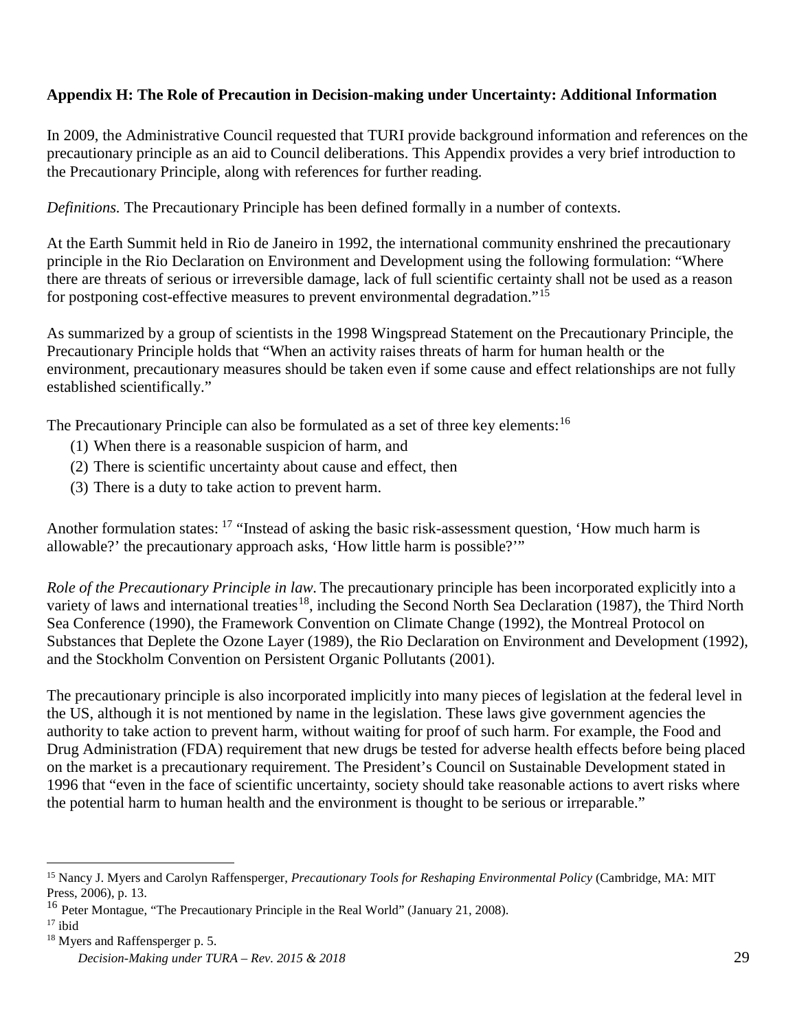**Appendix H: The Role of Precaution in Decision-making under Uncertainty: Additional Information**

In 2009, the Administrative Council requested that TURI provide background information and references on the precautionary principle as an aid to Council deliberations. This Appendix provides a very brief introduction to the Precautionary Principle, along with references for further reading.

*Definitions.* The Precautionary Principle has been defined formally in a number of contexts.

At the Earth Summit held in Rio de Janeiro in 1992, the international community enshrined the precautionary principle in the Rio Declaration on Environment and Development using the following formulation: "Where there are threats of serious or irreversible damage, lack of full scientific certainty shall not be used as a reason for postponing cost-effective measures to prevent environmental degradation."[15]

As summarized by a group of scientists in the 1998 Wingspread Statement on the Precautionary Principle, the Precautionary Principle holds that "When an activity raises threats of harm for human health or the environment, precautionary measures should be taken even if some cause and effect relationships are not fully established scientifically."

The Precautionary Principle can also be formulated as a set of three key elements:[16]

(1) When there is a reasonable suspicion of harm, and
(2) There is scientific uncertainty about cause and effect, then
(3) There is a duty to take action to prevent harm.

Another formulation states: [17] "Instead of asking the basic risk-assessment question, 'How much harm is allowable?' the precautionary approach asks, 'How little harm is possible?'"

*Role of the Precautionary Principle in law.* The precautionary principle has been incorporated explicitly into a variety of laws and international treaties[18], including the Second North Sea Declaration (1987), the Third North Sea Conference (1990), the Framework Convention on Climate Change (1992), the Montreal Protocol on Substances that Deplete the Ozone Layer (1989), the Rio Declaration on Environment and Development (1992), and the Stockholm Convention on Persistent Organic Pollutants (2001).

The precautionary principle is also incorporated implicitly into many pieces of legislation at the federal level in the US, although it is not mentioned by name in the legislation. These laws give government agencies the authority to take action to prevent harm, without waiting for proof of such harm. For example, the Food and Drug Administration (FDA) requirement that new drugs be tested for adverse health effects before being placed on the market is a precautionary requirement. The President's Council on Sustainable Development stated in 1996 that "even in the face of scientific uncertainty, society should take reasonable actions to avert risks where the potential harm to human health and the environment is thought to be serious or irreparable."

---

[15] Nancy J. Myers and Carolyn Raffensperger, *Precautionary Tools for Reshaping Environmental Policy* (Cambridge, MA: MIT Press, 2006), p. 13.

[16] Peter Montague, "The Precautionary Principle in the Real World" (January 21, 2008).

[17] ibid

[18] Myers and Raffensperger p. 5.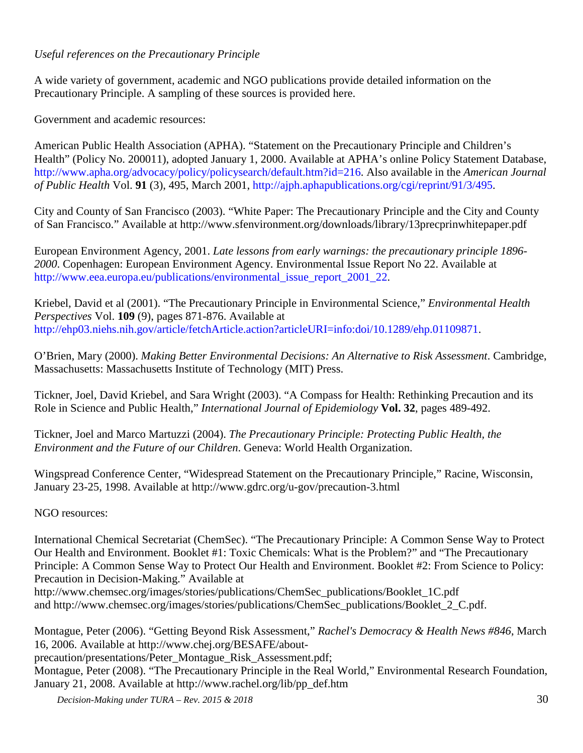*Useful references on the Precautionary Principle*

A wide variety of government, academic and NGO publications provide detailed information on the Precautionary Principle. A sampling of these sources is provided here.

Government and academic resources:

American Public Health Association (APHA). "Statement on the Precautionary Principle and Children's Health" (Policy No. 200011), adopted January 1, 2000. Available at APHA's online Policy Statement Database, http://www.apha.org/advocacy/policy/policysearch/default.htm?id=216. Also available in the *American Journal of Public Health* Vol. **91** (3), 495, March 2001, http://ajph.aphapublications.org/cgi/reprint/91/3/495.

City and County of San Francisco (2003). "White Paper: The Precautionary Principle and the City and County of San Francisco." Available at http://www.sfenvironment.org/downloads/library/13precprinwhitepaper.pdf

European Environment Agency, 2001. *Late lessons from early warnings: the precautionary principle 1896-2000*. Copenhagen: European Environment Agency. Environmental Issue Report No 22. Available at http://www.eea.europa.eu/publications/environmental_issue_report_2001_22.

Kriebel, David et al (2001). "The Precautionary Principle in Environmental Science," *Environmental Health Perspectives* Vol. **109** (9), pages 871-876. Available at http://ehp03.niehs.nih.gov/article/fetchArticle.action?articleURI=info:doi/10.1289/ehp.01109871.

O'Brien, Mary (2000). *Making Better Environmental Decisions: An Alternative to Risk Assessment*. Cambridge, Massachusetts: Massachusetts Institute of Technology (MIT) Press.

Tickner, Joel, David Kriebel, and Sara Wright (2003). "A Compass for Health: Rethinking Precaution and its Role in Science and Public Health," *International Journal of Epidemiology* **Vol. 32**, pages 489-492.

Tickner, Joel and Marco Martuzzi (2004). *The Precautionary Principle: Protecting Public Health, the Environment and the Future of our Children*. Geneva: World Health Organization.

Wingspread Conference Center, "Widespread Statement on the Precautionary Principle," Racine, Wisconsin, January 23-25, 1998. Available at http://www.gdrc.org/u-gov/precaution-3.html

NGO resources:

International Chemical Secretariat (ChemSec). "The Precautionary Principle: A Common Sense Way to Protect Our Health and Environment. Booklet #1: Toxic Chemicals: What is the Problem?" and "The Precautionary Principle: A Common Sense Way to Protect Our Health and Environment. Booklet #2: From Science to Policy: Precaution in Decision-Making." Available at http://www.chemsec.org/images/stories/publications/ChemSec_publications/Booklet_1C.pdf and http://www.chemsec.org/images/stories/publications/ChemSec_publications/Booklet_2_C.pdf.

Montague, Peter (2006). "Getting Beyond Risk Assessment," *Rachel's Democracy & Health News #846*, March 16, 2006. Available at http://www.chej.org/BESAFE/about-precaution/presentations/Peter_Montague_Risk_Assessment.pdf;
Montague, Peter (2008). "The Precautionary Principle in the Real World," Environmental Research Foundation, January 21, 2008. Available at http://www.rachel.org/lib/pp_def.htm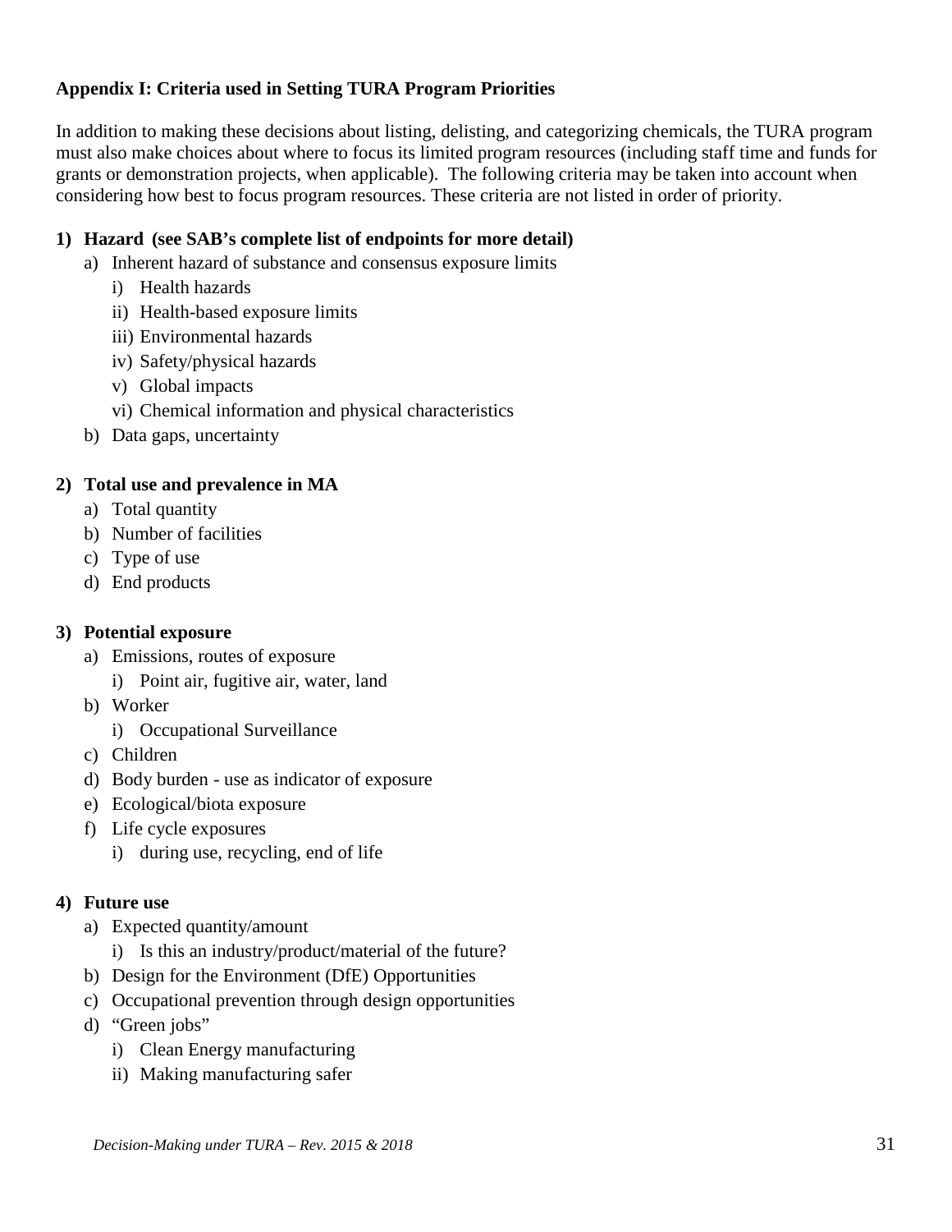## Appendix I: Criteria used in Setting TURA Program Priorities

In addition to making these decisions about listing, delisting, and categorizing chemicals, the TURA program must also make choices about where to focus its limited program resources (including staff time and funds for grants or demonstration projects, when applicable). The following criteria may be taken into account when considering how best to focus program resources. These criteria are not listed in order of priority.

**1) Hazard (see SAB's complete list of endpoints for more detail)**

- a) Inherent hazard of substance and consensus exposure limits
    - i) Health hazards
    - ii) Health-based exposure limits
    - iii) Environmental hazards
    - iv) Safety/physical hazards
    - v) Global impacts
    - vi) Chemical information and physical characteristics
- b) Data gaps, uncertainty

**2) Total use and prevalence in MA**

- a) Total quantity
- b) Number of facilities
- c) Type of use
- d) End products

**3) Potential exposure**

- a) Emissions, routes of exposure
    - i) Point air, fugitive air, water, land
- b) Worker
    - i) Occupational Surveillance
- c) Children
- d) Body burden - use as indicator of exposure
- e) Ecological/biota exposure
- f) Life cycle exposures
    - i) during use, recycling, end of life

**4) Future use**

- a) Expected quantity/amount
    - i) Is this an industry/product/material of the future?
- b) Design for the Environment (DfE) Opportunities
- c) Occupational prevention through design opportunities
- d) "Green jobs"
    - i) Clean Energy manufacturing
    - ii) Making manufacturing safer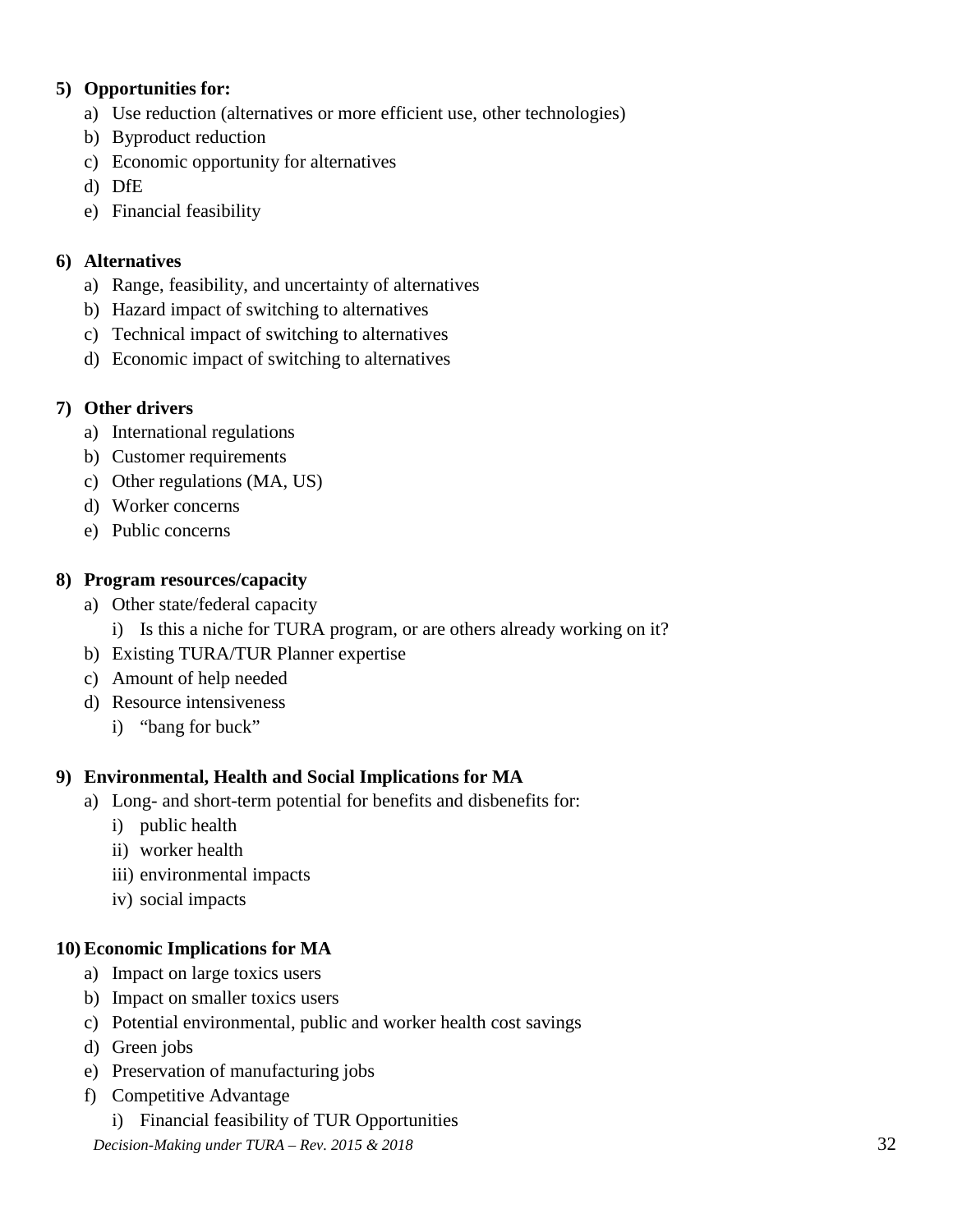5) **Opportunities for:**
   a) Use reduction (alternatives or more efficient use, other technologies)
   b) Byproduct reduction
   c) Economic opportunity for alternatives
   d) DfE
   e) Financial feasibility

6) **Alternatives**
   a) Range, feasibility, and uncertainty of alternatives
   b) Hazard impact of switching to alternatives
   c) Technical impact of switching to alternatives
   d) Economic impact of switching to alternatives

7) **Other drivers**
   a) International regulations
   b) Customer requirements
   c) Other regulations (MA, US)
   d) Worker concerns
   e) Public concerns

8) **Program resources/capacity**
   a) Other state/federal capacity
      i) Is this a niche for TURA program, or are others already working on it?
   b) Existing TURA/TUR Planner expertise
   c) Amount of help needed
   d) Resource intensiveness
      i) "bang for buck"

9) **Environmental, Health and Social Implications for MA**
   a) Long- and short-term potential for benefits and disbenefits for:
      i) public health
      ii) worker health
      iii) environmental impacts
      iv) social impacts

10) **Economic Implications for MA**
   a) Impact on large toxics users
   b) Impact on smaller toxics users
   c) Potential environmental, public and worker health cost savings
   d) Green jobs
   e) Preservation of manufacturing jobs
   f) Competitive Advantage
      i) Financial feasibility of TUR Opportunities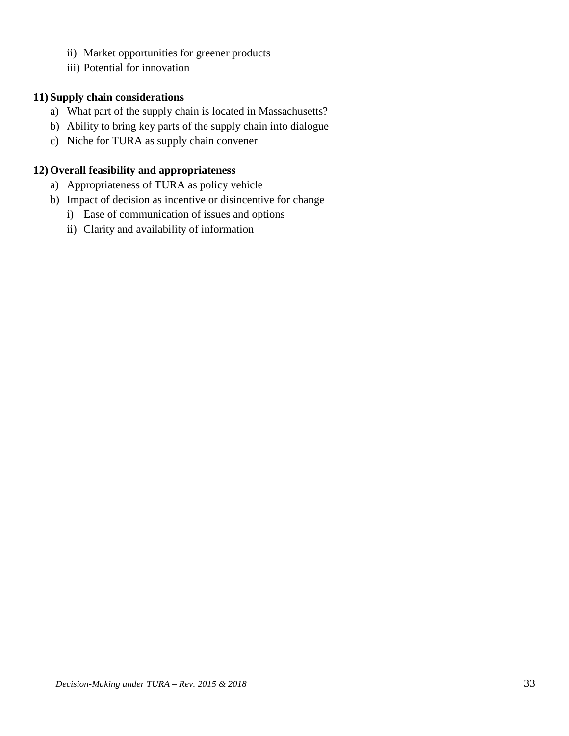ii) Market opportunities for greener products

iii) Potential for innovation

**11) Supply chain considerations**

a) What part of the supply chain is located in Massachusetts?

b) Ability to bring key parts of the supply chain into dialogue

c) Niche for TURA as supply chain convener

**12) Overall feasibility and appropriateness**

a) Appropriateness of TURA as policy vehicle

b) Impact of decision as incentive or disincentive for change

   i) Ease of communication of issues and options

   ii) Clarity and availability of information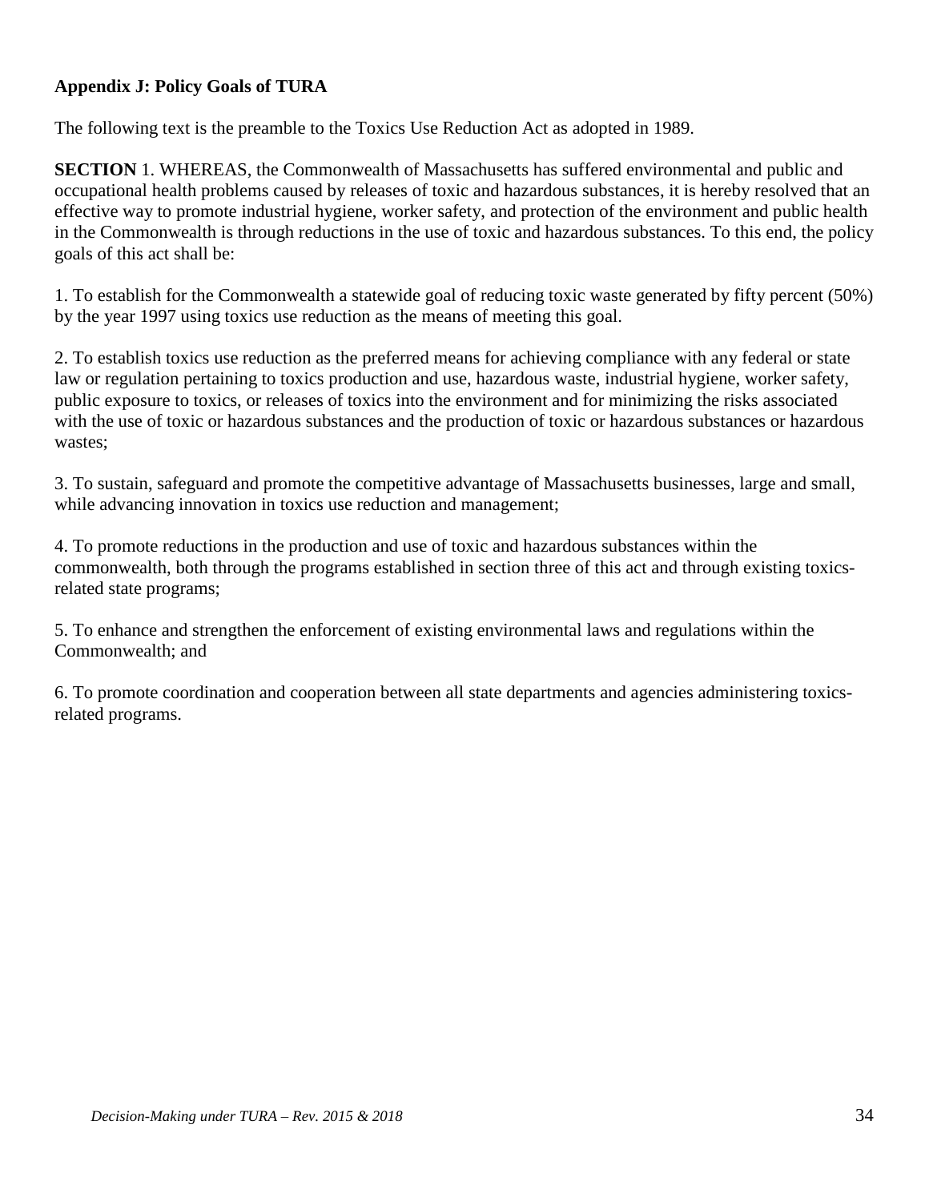**Appendix J: Policy Goals of TURA**

The following text is the preamble to the Toxics Use Reduction Act as adopted in 1989.

**SECTION** 1. WHEREAS, the Commonwealth of Massachusetts has suffered environmental and public and occupational health problems caused by releases of toxic and hazardous substances, it is hereby resolved that an effective way to promote industrial hygiene, worker safety, and protection of the environment and public health in the Commonwealth is through reductions in the use of toxic and hazardous substances. To this end, the policy goals of this act shall be:

1. To establish for the Commonwealth a statewide goal of reducing toxic waste generated by fifty percent (50%) by the year 1997 using toxics use reduction as the means of meeting this goal.

2. To establish toxics use reduction as the preferred means for achieving compliance with any federal or state law or regulation pertaining to toxics production and use, hazardous waste, industrial hygiene, worker safety, public exposure to toxics, or releases of toxics into the environment and for minimizing the risks associated with the use of toxic or hazardous substances and the production of toxic or hazardous substances or hazardous wastes;

3. To sustain, safeguard and promote the competitive advantage of Massachusetts businesses, large and small, while advancing innovation in toxics use reduction and management;

4. To promote reductions in the production and use of toxic and hazardous substances within the commonwealth, both through the programs established in section three of this act and through existing toxics-related state programs;

5. To enhance and strengthen the enforcement of existing environmental laws and regulations within the Commonwealth; and

6. To promote coordination and cooperation between all state departments and agencies administering toxics-related programs.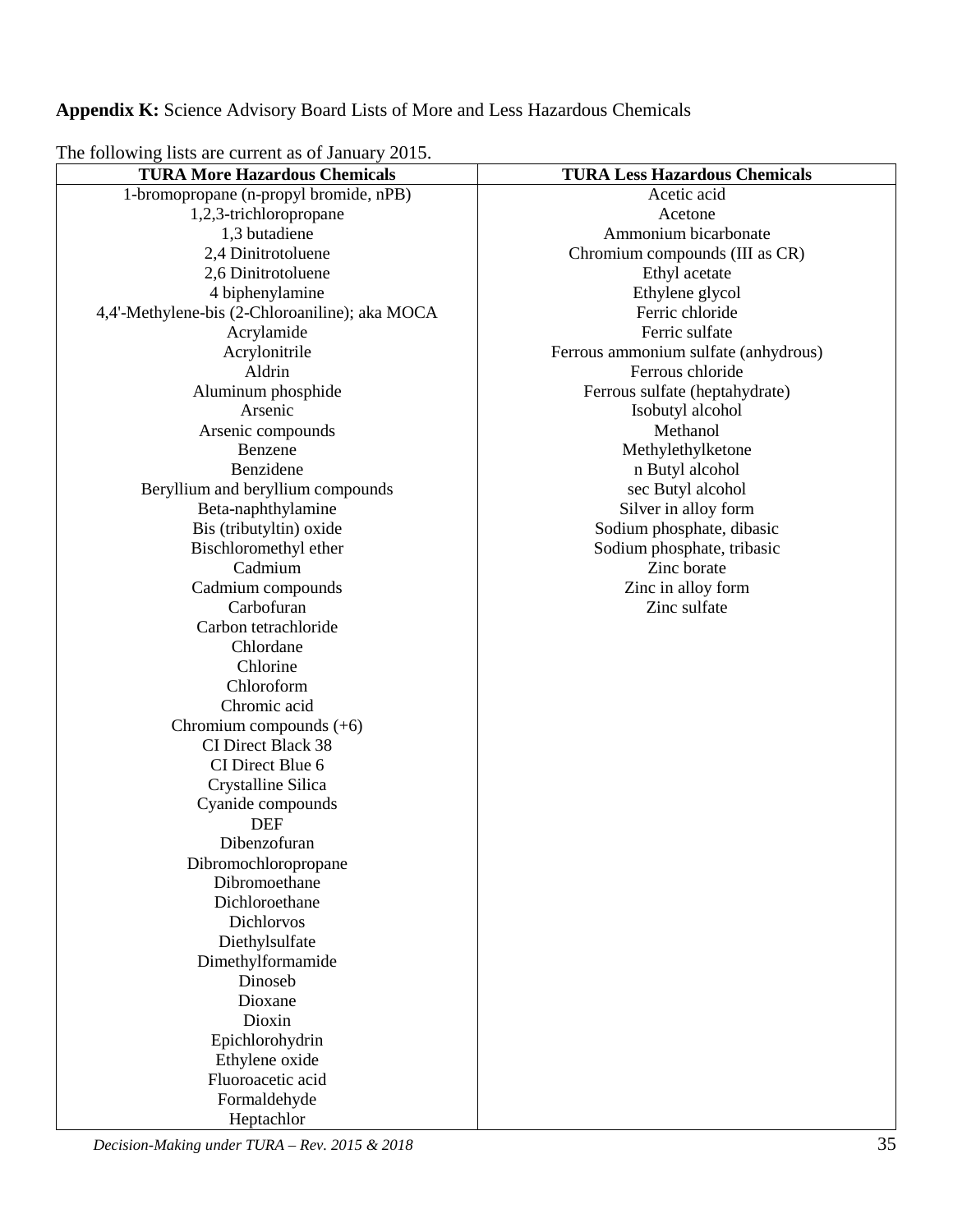**Appendix K:** Science Advisory Board Lists of More and Less Hazardous Chemicals

The following lists are current as of January 2015.

| TURA More Hazardous Chemicals | TURA Less Hazardous Chemicals |
|---|---|
| 1-bromopropane (n-propyl bromide, nPB) | Acetic acid |
| 1,2,3-trichloropropane | Acetone |
| 1,3 butadiene | Ammonium bicarbonate |
| 2,4 Dinitrotoluene | Chromium compounds (III as CR) |
| 2,6 Dinitrotoluene | Ethyl acetate |
| 4 biphenylamine | Ethylene glycol |
| 4,4'-Methylene-bis (2-Chloroaniline); aka MOCA | Ferric chloride |
| Acrylamide | Ferric sulfate |
| Acrylonitrile | Ferrous ammonium sulfate (anhydrous) |
| Aldrin | Ferrous chloride |
| Aluminum phosphide | Ferrous sulfate (heptahydrate) |
| Arsenic | Isobutyl alcohol |
| Arsenic compounds | Methanol |
| Benzene | Methylethylketone |
| Benzidene | n Butyl alcohol |
| Beryllium and beryllium compounds | sec Butyl alcohol |
| Beta-naphthylamine | Silver in alloy form |
| Bis (tributyltin) oxide | Sodium phosphate, dibasic |
| Bischloromethyl ether | Sodium phosphate, tribasic |
| Cadmium | Zinc borate |
| Cadmium compounds | Zinc in alloy form |
| Carbofuran | Zinc sulfate |
| Carbon tetrachloride | |
| Chlordane | |
| Chlorine | |
| Chloroform | |
| Chromic acid | |
| Chromium compounds (+6) | |
| CI Direct Black 38 | |
| CI Direct Blue 6 | |
| Crystalline Silica | |
| Cyanide compounds | |
| DEF | |
| Dibenzofuran | |
| Dibromochloropropane | |
| Dibromoethane | |
| Dichloroethane | |
| Dichlorvos | |
| Diethylsulfate | |
| Dimethylformamide | |
| Dinoseb | |
| Dioxane | |
| Dioxin | |
| Epichlorohydrin | |
| Ethylene oxide | |
| Fluoroacetic acid | |
| Formaldehyde | |
| Heptachlor | |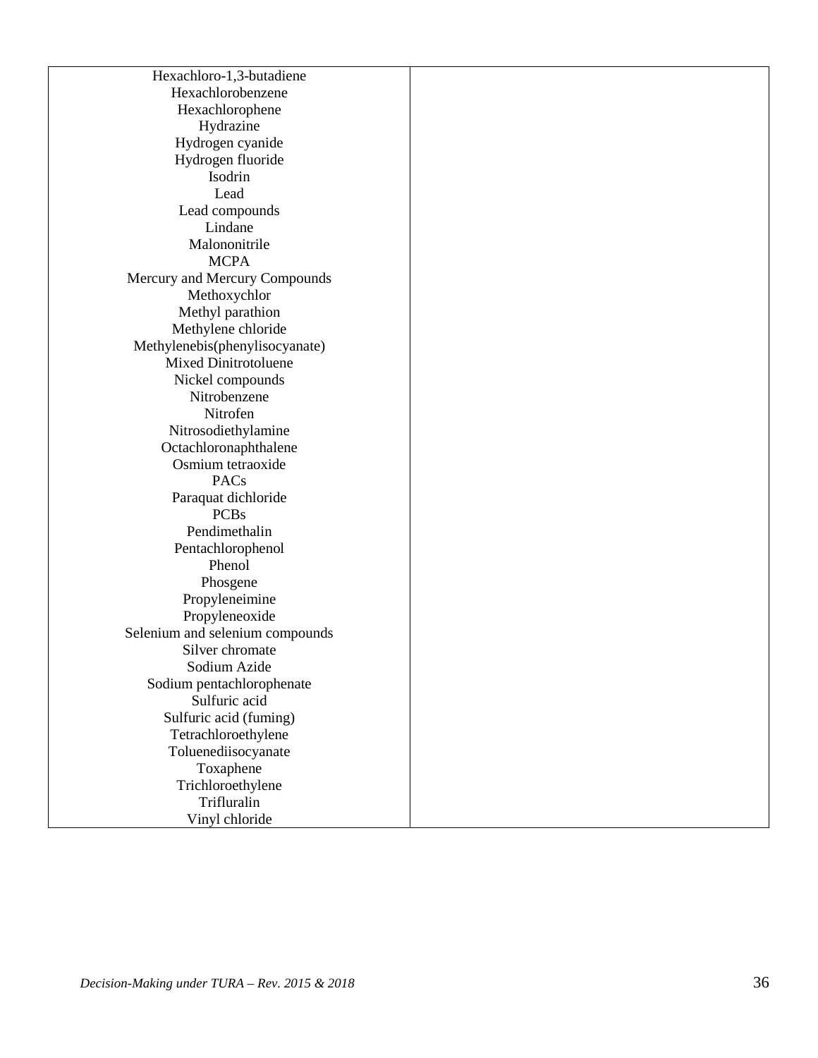| | |
|---|---|
| Hexachloro-1,3-butadiene<br>Hexachlorobenzene<br>Hexachlorophene<br>Hydrazine<br>Hydrogen cyanide<br>Hydrogen fluoride<br>Isodrin<br>Lead<br>Lead compounds<br>Lindane<br>Malononitrile<br>MCPA<br>Mercury and Mercury Compounds<br>Methoxychlor<br>Methyl parathion<br>Methylene chloride<br>Methylenebis(phenylisocyanate)<br>Mixed Dinitrotoluene<br>Nickel compounds<br>Nitrobenzene<br>Nitrofen<br>Nitrosodiethylamine<br>Octachloronaphthalene<br>Osmium tetraoxide<br>PACs<br>Paraquat dichloride<br>PCBs<br>Pendimethalin<br>Pentachlorophenol<br>Phenol<br>Phosgene<br>Propyleneimine<br>Propyleneoxide<br>Selenium and selenium compounds<br>Silver chromate<br>Sodium Azide<br>Sodium pentachlorophenate<br>Sulfuric acid<br>Sulfuric acid (fuming)<br>Tetrachloroethylene<br>Toluenediisocyanate<br>Toxaphene<br>Trichloroethylene<br>Trifluralin<br>Vinyl chloride | |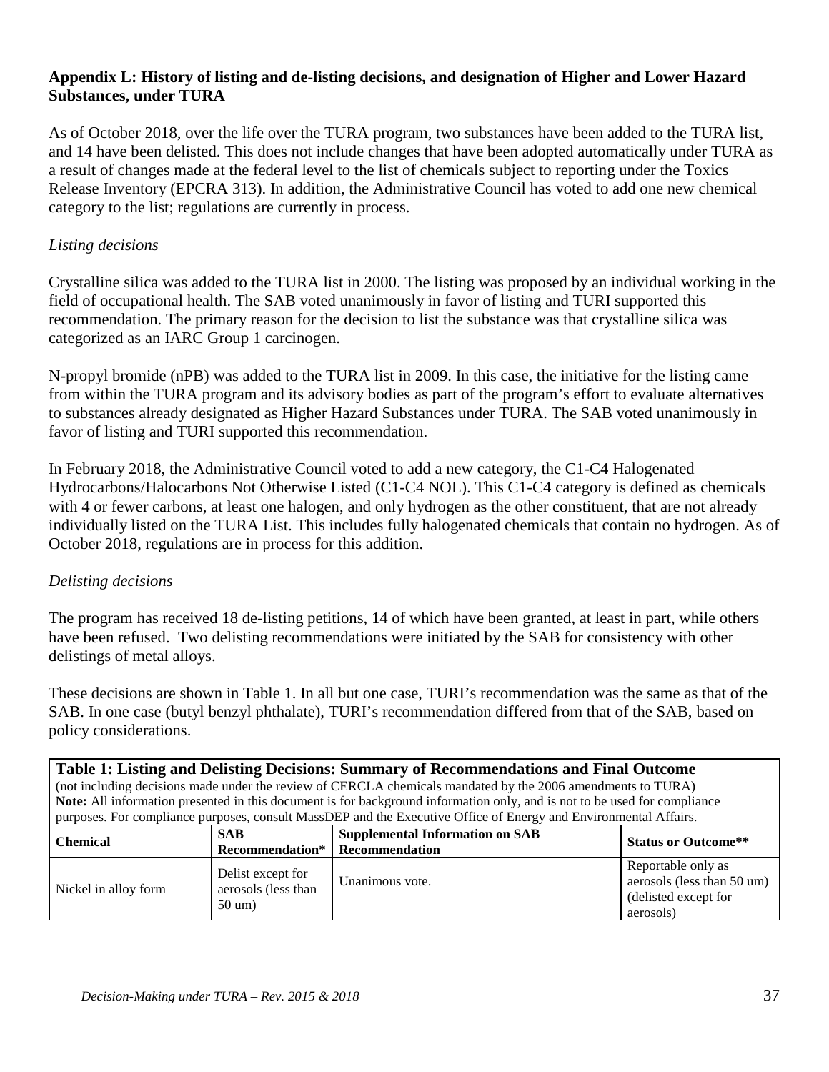**Appendix L: History of listing and de-listing decisions, and designation of Higher and Lower Hazard Substances, under TURA**

As of October 2018, over the life over the TURA program, two substances have been added to the TURA list, and 14 have been delisted. This does not include changes that have been adopted automatically under TURA as a result of changes made at the federal level to the list of chemicals subject to reporting under the Toxics Release Inventory (EPCRA 313). In addition, the Administrative Council has voted to add one new chemical category to the list; regulations are currently in process.

*Listing decisions*

Crystalline silica was added to the TURA list in 2000. The listing was proposed by an individual working in the field of occupational health. The SAB voted unanimously in favor of listing and TURI supported this recommendation. The primary reason for the decision to list the substance was that crystalline silica was categorized as an IARC Group 1 carcinogen.

N-propyl bromide (nPB) was added to the TURA list in 2009. In this case, the initiative for the listing came from within the TURA program and its advisory bodies as part of the program's effort to evaluate alternatives to substances already designated as Higher Hazard Substances under TURA. The SAB voted unanimously in favor of listing and TURI supported this recommendation.

In February 2018, the Administrative Council voted to add a new category, the C1-C4 Halogenated Hydrocarbons/Halocarbons Not Otherwise Listed (C1-C4 NOL). This C1-C4 category is defined as chemicals with 4 or fewer carbons, at least one halogen, and only hydrogen as the other constituent, that are not already individually listed on the TURA List. This includes fully halogenated chemicals that contain no hydrogen. As of October 2018, regulations are in process for this addition.

*Delisting decisions*

The program has received 18 de-listing petitions, 14 of which have been granted, at least in part, while others have been refused. Two delisting recommendations were initiated by the SAB for consistency with other delistings of metal alloys.

These decisions are shown in Table 1. In all but one case, TURI's recommendation was the same as that of the SAB. In one case (butyl benzyl phthalate), TURI's recommendation differed from that of the SAB, based on policy considerations.

**Table 1: Listing and Delisting Decisions: Summary of Recommendations and Final Outcome**
(not including decisions made under the review of CERCLA chemicals mandated by the 2006 amendments to TURA)
**Note:** All information presented in this document is for background information only, and is not to be used for compliance purposes. For compliance purposes, consult MassDEP and the Executive Office of Energy and Environmental Affairs.

| Chemical | SAB Recommendation* | Supplemental Information on SAB Recommendation | Status or Outcome** |
|---|---|---|---|
| Nickel in alloy form | Delist except for aerosols (less than 50 um) | Unanimous vote. | Reportable only as aerosols (less than 50 um) (delisted except for aerosols) |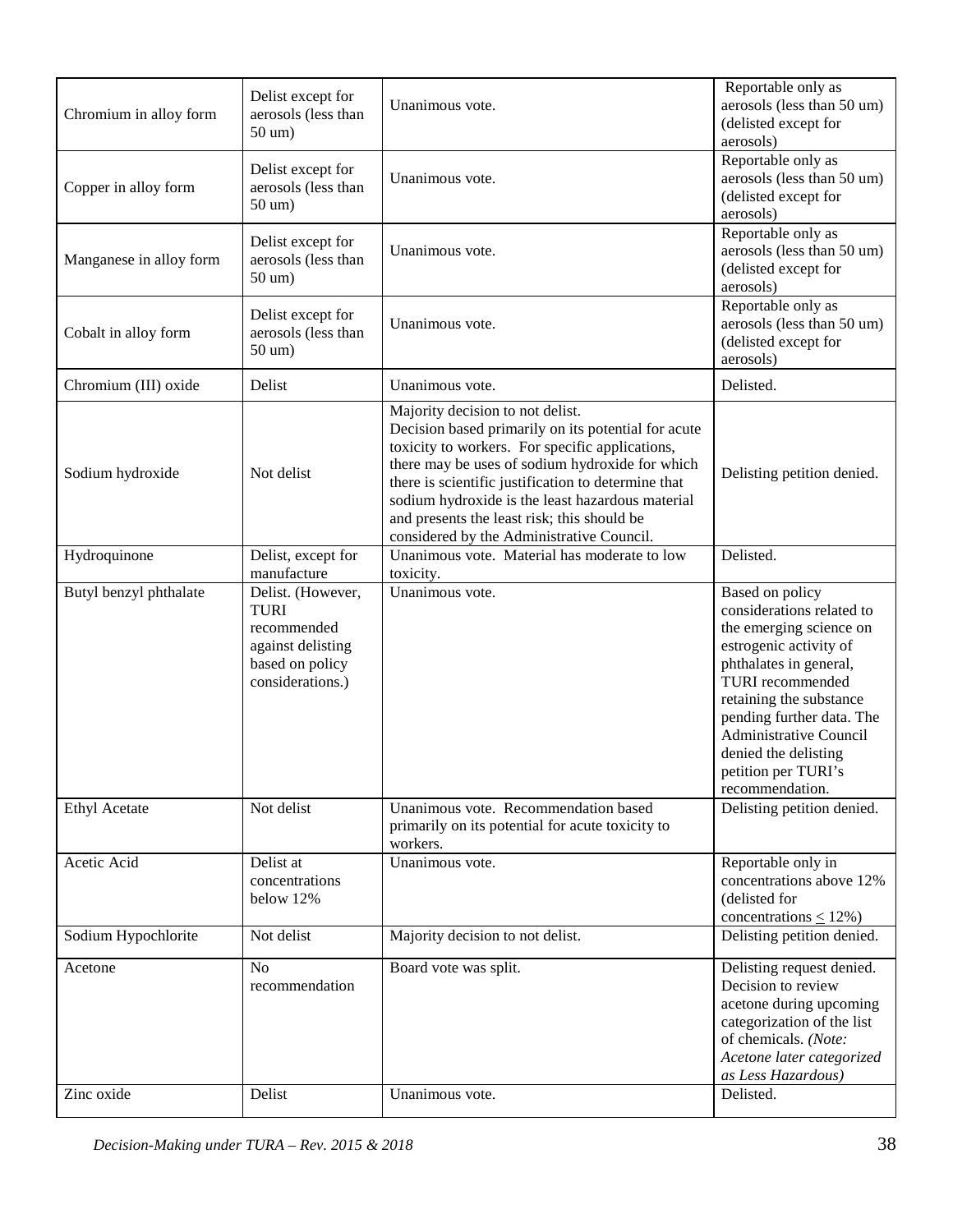| | | | |
|---|---|---|---|
| Chromium in alloy form | Delist except for aerosols (less than 50 um) | Unanimous vote. | Reportable only as aerosols (less than 50 um) (delisted except for aerosols) |
| Copper in alloy form | Delist except for aerosols (less than 50 um) | Unanimous vote. | Reportable only as aerosols (less than 50 um) (delisted except for aerosols) |
| Manganese in alloy form | Delist except for aerosols (less than 50 um) | Unanimous vote. | Reportable only as aerosols (less than 50 um) (delisted except for aerosols) |
| Cobalt in alloy form | Delist except for aerosols (less than 50 um) | Unanimous vote. | Reportable only as aerosols (less than 50 um) (delisted except for aerosols) |
| Chromium (III) oxide | Delist | Unanimous vote. | Delisted. |
| Sodium hydroxide | Not delist | Majority decision to not delist. Decision based primarily on its potential for acute toxicity to workers. For specific applications, there may be uses of sodium hydroxide for which there is scientific justification to determine that sodium hydroxide is the least hazardous material and presents the least risk; this should be considered by the Administrative Council. | Delisting petition denied. |
| Hydroquinone | Delist, except for manufacture | Unanimous vote. Material has moderate to low toxicity. | Delisted. |
| Butyl benzyl phthalate | Delist. (However, TURI recommended against delisting based on policy considerations.) | Unanimous vote. | Based on policy considerations related to the emerging science on estrogenic activity of phthalates in general, TURI recommended retaining the substance pending further data. The Administrative Council denied the delisting petition per TURI's recommendation. |
| Ethyl Acetate | Not delist | Unanimous vote. Recommendation based primarily on its potential for acute toxicity to workers. | Delisting petition denied. |
| Acetic Acid | Delist at concentrations below 12% | Unanimous vote. | Reportable only in concentrations above 12% (delisted for concentrations $\leq$ 12%) |
| Sodium Hypochlorite | Not delist | Majority decision to not delist. | Delisting petition denied. |
| Acetone | No recommendation | Board vote was split. | Delisting request denied. Decision to review acetone during upcoming categorization of the list of chemicals. *(Note: Acetone later categorized as Less Hazardous)* |
| Zinc oxide | Delist | Unanimous vote. | Delisted. |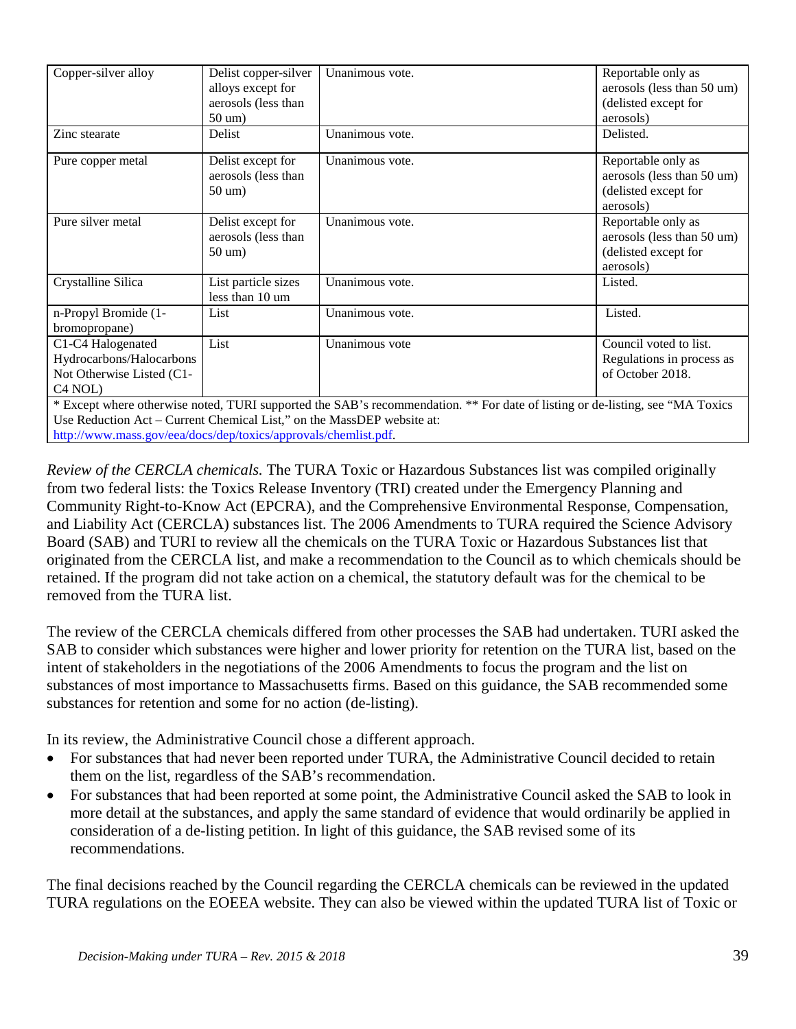| Copper-silver alloy | Delist copper-silver alloys except for aerosols (less than 50 um) | Unanimous vote. | Reportable only as aerosols (less than 50 um) (delisted except for aerosols) |
|---|---|---|---|
| Zinc stearate | Delist | Unanimous vote. | Delisted. |
| Pure copper metal | Delist except for aerosols (less than 50 um) | Unanimous vote. | Reportable only as aerosols (less than 50 um) (delisted except for aerosols) |
| Pure silver metal | Delist except for aerosols (less than 50 um) | Unanimous vote. | Reportable only as aerosols (less than 50 um) (delisted except for aerosols) |
| Crystalline Silica | List particle sizes less than 10 um | Unanimous vote. | Listed. |
| n-Propyl Bromide (1-bromopropane) | List | Unanimous vote. | Listed. |
| C1-C4 Halogenated Hydrocarbons/Halocarbons Not Otherwise Listed (C1-C4 NOL) | List | Unanimous vote | Council voted to list. Regulations in process as of October 2018. |
| * Except where otherwise noted, TURI supported the SAB's recommendation. ** For date of listing or de-listing, see "MA Toxics Use Reduction Act – Current Chemical List," on the MassDEP website at: http://www.mass.gov/eea/docs/dep/toxics/approvals/chemlist.pdf. | | | |

*Review of the CERCLA chemicals.* The TURA Toxic or Hazardous Substances list was compiled originally from two federal lists: the Toxics Release Inventory (TRI) created under the Emergency Planning and Community Right-to-Know Act (EPCRA), and the Comprehensive Environmental Response, Compensation, and Liability Act (CERCLA) substances list. The 2006 Amendments to TURA required the Science Advisory Board (SAB) and TURI to review all the chemicals on the TURA Toxic or Hazardous Substances list that originated from the CERCLA list, and make a recommendation to the Council as to which chemicals should be retained. If the program did not take action on a chemical, the statutory default was for the chemical to be removed from the TURA list.

The review of the CERCLA chemicals differed from other processes the SAB had undertaken. TURI asked the SAB to consider which substances were higher and lower priority for retention on the TURA list, based on the intent of stakeholders in the negotiations of the 2006 Amendments to focus the program and the list on substances of most importance to Massachusetts firms. Based on this guidance, the SAB recommended some substances for retention and some for no action (de-listing).

In its review, the Administrative Council chose a different approach.

- For substances that had never been reported under TURA, the Administrative Council decided to retain them on the list, regardless of the SAB's recommendation.
- For substances that had been reported at some point, the Administrative Council asked the SAB to look in more detail at the substances, and apply the same standard of evidence that would ordinarily be applied in consideration of a de-listing petition. In light of this guidance, the SAB revised some of its recommendations.

The final decisions reached by the Council regarding the CERCLA chemicals can be reviewed in the updated TURA regulations on the EOEEA website. They can also be viewed within the updated TURA list of Toxic or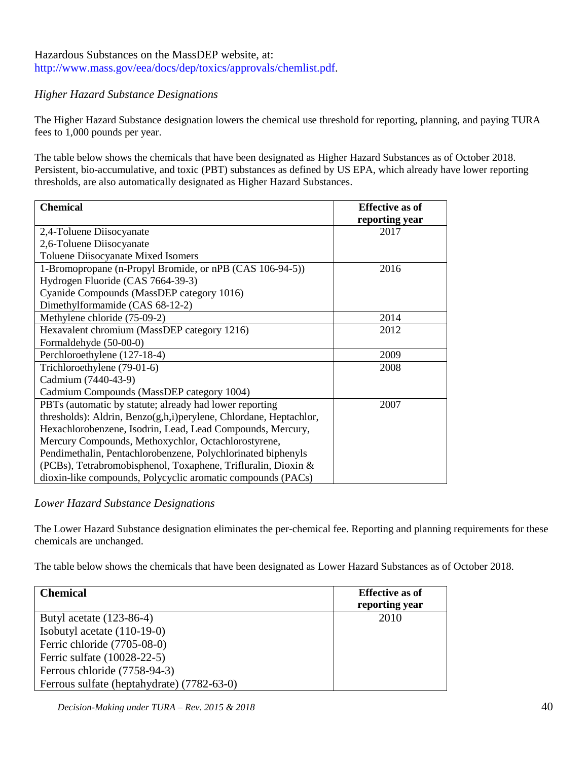Hazardous Substances on the MassDEP website, at:
http://www.mass.gov/eea/docs/dep/toxics/approvals/chemlist.pdf.

*Higher Hazard Substance Designations*

The Higher Hazard Substance designation lowers the chemical use threshold for reporting, planning, and paying TURA fees to 1,000 pounds per year.

The table below shows the chemicals that have been designated as Higher Hazard Substances as of October 2018. Persistent, bio-accumulative, and toxic (PBT) substances as defined by US EPA, which already have lower reporting thresholds, are also automatically designated as Higher Hazard Substances.

| Chemical | Effective as of reporting year |
|---|---|
| 2,4-Toluene Diisocyanate<br>2,6-Toluene Diisocyanate<br>Toluene Diisocyanate Mixed Isomers | 2017 |
| 1-Bromopropane (n-Propyl Bromide, or nPB (CAS 106-94-5))<br>Hydrogen Fluoride (CAS 7664-39-3)<br>Cyanide Compounds (MassDEP category 1016)<br>Dimethylformamide (CAS 68-12-2) | 2016 |
| Methylene chloride (75-09-2) | 2014 |
| Hexavalent chromium (MassDEP category 1216)<br>Formaldehyde (50-00-0) | 2012 |
| Perchloroethylene (127-18-4) | 2009 |
| Trichloroethylene (79-01-6)<br>Cadmium (7440-43-9)<br>Cadmium Compounds (MassDEP category 1004) | 2008 |
| PBTs (automatic by statute; already had lower reporting thresholds): Aldrin, Benzo(g,h,i)perylene, Chlordane, Heptachlor, Hexachlorobenzene, Isodrin, Lead, Lead Compounds, Mercury, Mercury Compounds, Methoxychlor, Octachlorostyrene, Pendimethalin, Pentachlorobenzene, Polychlorinated biphenyls (PCBs), Tetrabromobisphenol, Toxaphene, Trifluralin, Dioxin & dioxin-like compounds, Polycyclic aromatic compounds (PACs) | 2007 |

*Lower Hazard Substance Designations*

The Lower Hazard Substance designation eliminates the per-chemical fee. Reporting and planning requirements for these chemicals are unchanged.

The table below shows the chemicals that have been designated as Lower Hazard Substances as of October 2018.

| Chemical | Effective as of reporting year |
|---|---|
| Butyl acetate (123-86-4)<br>Isobutyl acetate (110-19-0)<br>Ferric chloride (7705-08-0)<br>Ferric sulfate (10028-22-5)<br>Ferrous chloride (7758-94-3)<br>Ferrous sulfate (heptahydrate) (7782-63-0) | 2010 |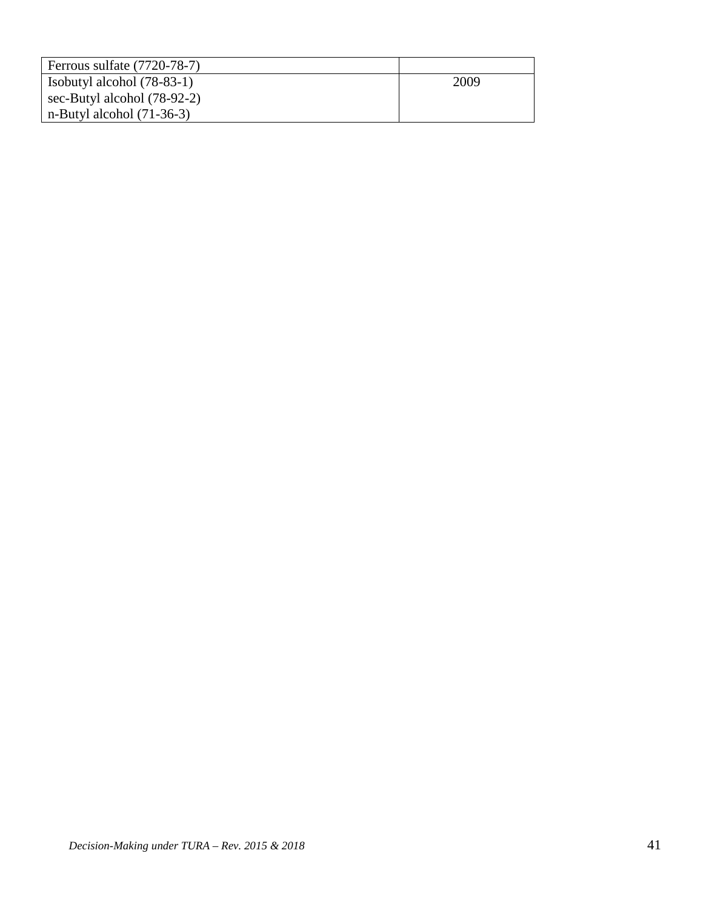| | |
|---|---|
| Ferrous sulfate (7720-78-7) | |
| Isobutyl alcohol (78-83-1)<br>sec-Butyl alcohol (78-92-2)<br>n-Butyl alcohol (71-36-3) | 2009 |